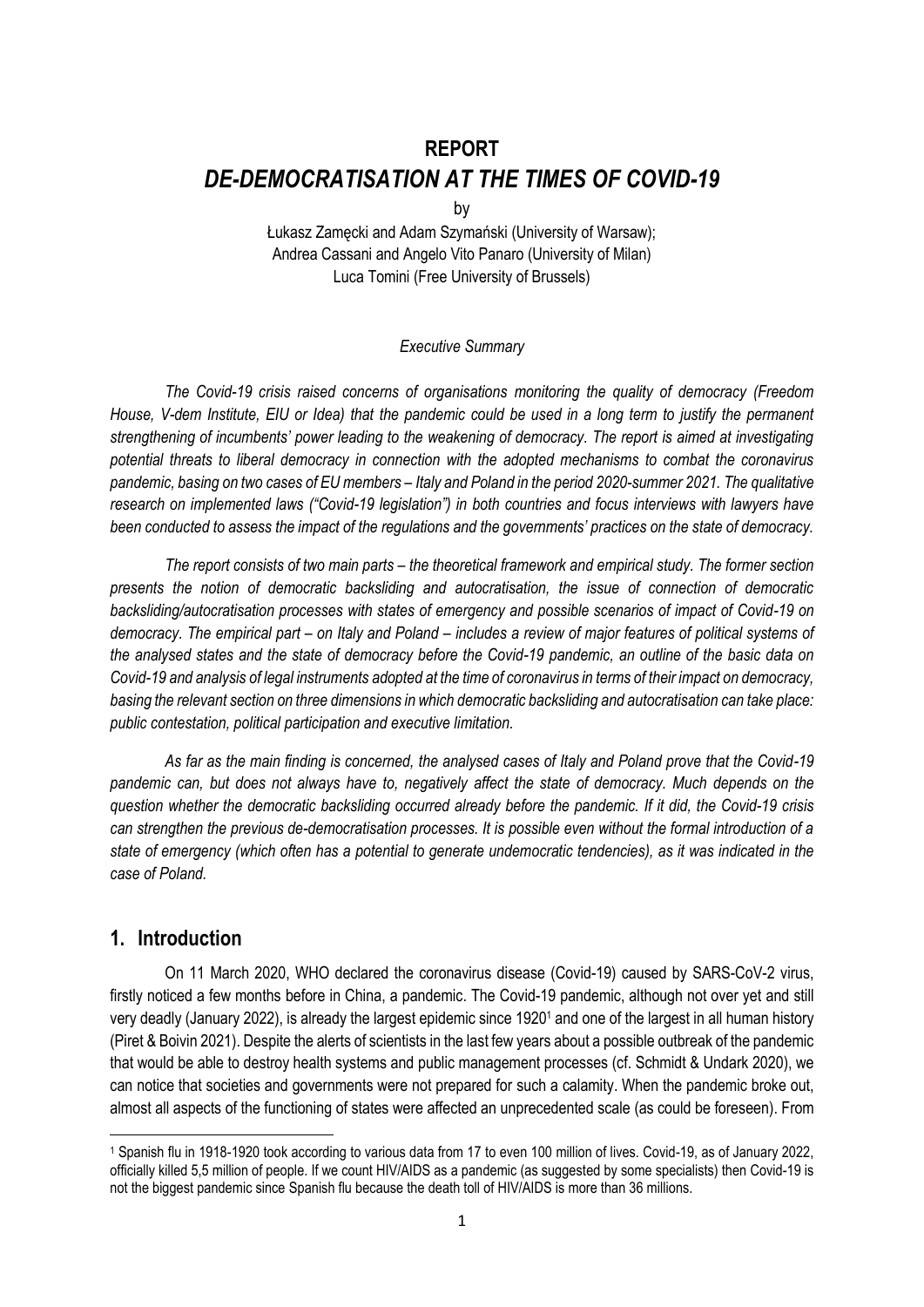# REPORT
# *DE-DEMOCRATISATION AT THE TIMES OF COVID-19*

by

Łukasz Zamęcki and Adam Szymański (University of Warsaw);
Andrea Cassani and Angelo Vito Panaro (University of Milan)
Luca Tomini (Free University of Brussels)

*Executive Summary*

*The Covid-19 crisis raised concerns of organisations monitoring the quality of democracy (Freedom House, V-dem Institute, EIU or Idea) that the pandemic could be used in a long term to justify the permanent strengthening of incumbents' power leading to the weakening of democracy. The report is aimed at investigating potential threats to liberal democracy in connection with the adopted mechanisms to combat the coronavirus pandemic, basing on two cases of EU members – Italy and Poland in the period 2020-summer 2021. The qualitative research on implemented laws ("Covid-19 legislation") in both countries and focus interviews with lawyers have been conducted to assess the impact of the regulations and the governments' practices on the state of democracy.*

*The report consists of two main parts – the theoretical framework and empirical study. The former section presents the notion of democratic backsliding and autocratisation, the issue of connection of democratic backsliding/autocratisation processes with states of emergency and possible scenarios of impact of Covid-19 on democracy. The empirical part – on Italy and Poland – includes a review of major features of political systems of the analysed states and the state of democracy before the Covid-19 pandemic, an outline of the basic data on Covid-19 and analysis of legal instruments adopted at the time of coronavirus in terms of their impact on democracy, basing the relevant section on three dimensions in which democratic backsliding and autocratisation can take place: public contestation, political participation and executive limitation.*

*As far as the main finding is concerned, the analysed cases of Italy and Poland prove that the Covid-19 pandemic can, but does not always have to, negatively affect the state of democracy. Much depends on the question whether the democratic backsliding occurred already before the pandemic. If it did, the Covid-19 crisis can strengthen the previous de-democratisation processes. It is possible even without the formal introduction of a state of emergency (which often has a potential to generate undemocratic tendencies), as it was indicated in the case of Poland.*

## 1. Introduction

On 11 March 2020, WHO declared the coronavirus disease (Covid-19) caused by SARS-CoV-2 virus, firstly noticed a few months before in China, a pandemic. The Covid-19 pandemic, although not over yet and still very deadly (January 2022), is already the largest epidemic since 1920[1] and one of the largest in all human history (Piret & Boivin 2021). Despite the alerts of scientists in the last few years about a possible outbreak of the pandemic that would be able to destroy health systems and public management processes (cf. Schmidt & Undark 2020), we can notice that societies and governments were not prepared for such a calamity. When the pandemic broke out, almost all aspects of the functioning of states were affected an unprecedented scale (as could be foreseen). From

[1] Spanish flu in 1918-1920 took according to various data from 17 to even 100 million of lives. Covid-19, as of January 2022, officially killed 5,5 million of people. If we count HIV/AIDS as a pandemic (as suggested by some specialists) then Covid-19 is not the biggest pandemic since Spanish flu because the death toll of HIV/AIDS is more than 36 millions.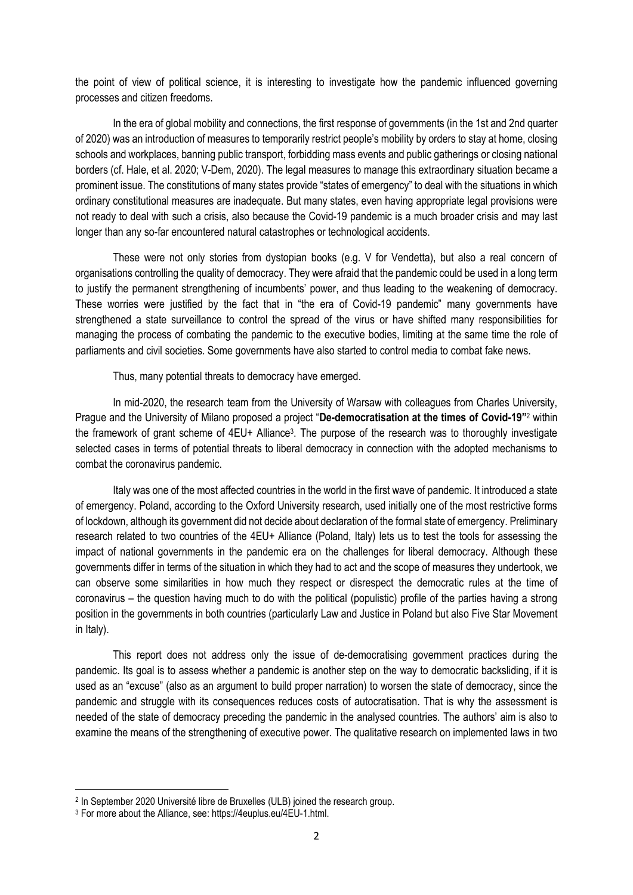the point of view of political science, it is interesting to investigate how the pandemic influenced governing processes and citizen freedoms.

In the era of global mobility and connections, the first response of governments (in the 1st and 2nd quarter of 2020) was an introduction of measures to temporarily restrict people's mobility by orders to stay at home, closing schools and workplaces, banning public transport, forbidding mass events and public gatherings or closing national borders (cf. Hale, et al. 2020; V-Dem, 2020). The legal measures to manage this extraordinary situation became a prominent issue. The constitutions of many states provide "states of emergency" to deal with the situations in which ordinary constitutional measures are inadequate. But many states, even having appropriate legal provisions were not ready to deal with such a crisis, also because the Covid-19 pandemic is a much broader crisis and may last longer than any so-far encountered natural catastrophes or technological accidents.

These were not only stories from dystopian books (e.g. V for Vendetta), but also a real concern of organisations controlling the quality of democracy. They were afraid that the pandemic could be used in a long term to justify the permanent strengthening of incumbents' power, and thus leading to the weakening of democracy. These worries were justified by the fact that in "the era of Covid-19 pandemic" many governments have strengthened a state surveillance to control the spread of the virus or have shifted many responsibilities for managing the process of combating the pandemic to the executive bodies, limiting at the same time the role of parliaments and civil societies. Some governments have also started to control media to combat fake news.

Thus, many potential threats to democracy have emerged.

In mid-2020, the research team from the University of Warsaw with colleagues from Charles University, Prague and the University of Milano proposed a project "**De-democratisation at the times of Covid-19**"[2] within the framework of grant scheme of 4EU+ Alliance[3]. The purpose of the research was to thoroughly investigate selected cases in terms of potential threats to liberal democracy in connection with the adopted mechanisms to combat the coronavirus pandemic.

Italy was one of the most affected countries in the world in the first wave of pandemic. It introduced a state of emergency. Poland, according to the Oxford University research, used initially one of the most restrictive forms of lockdown, although its government did not decide about declaration of the formal state of emergency. Preliminary research related to two countries of the 4EU+ Alliance (Poland, Italy) lets us to test the tools for assessing the impact of national governments in the pandemic era on the challenges for liberal democracy. Although these governments differ in terms of the situation in which they had to act and the scope of measures they undertook, we can observe some similarities in how much they respect or disrespect the democratic rules at the time of coronavirus – the question having much to do with the political (populistic) profile of the parties having a strong position in the governments in both countries (particularly Law and Justice in Poland but also Five Star Movement in Italy).

This report does not address only the issue of de-democratising government practices during the pandemic. Its goal is to assess whether a pandemic is another step on the way to democratic backsliding, if it is used as an "excuse" (also as an argument to build proper narration) to worsen the state of democracy, since the pandemic and struggle with its consequences reduces costs of autocratisation. That is why the assessment is needed of the state of democracy preceding the pandemic in the analysed countries. The authors' aim is also to examine the means of the strengthening of executive power. The qualitative research on implemented laws in two

---

[2] In September 2020 Université libre de Bruxelles (ULB) joined the research group.

[3] For more about the Alliance, see: https://4euplus.eu/4EU-1.html.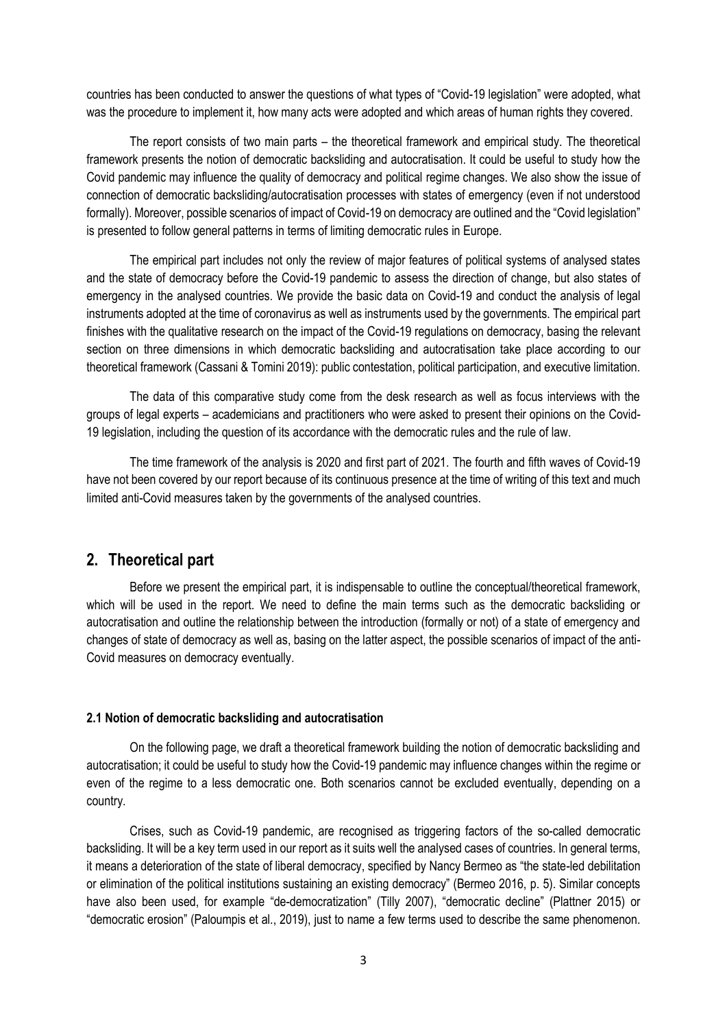countries has been conducted to answer the questions of what types of "Covid-19 legislation" were adopted, what was the procedure to implement it, how many acts were adopted and which areas of human rights they covered.

The report consists of two main parts – the theoretical framework and empirical study. The theoretical framework presents the notion of democratic backsliding and autocratisation. It could be useful to study how the Covid pandemic may influence the quality of democracy and political regime changes. We also show the issue of connection of democratic backsliding/autocratisation processes with states of emergency (even if not understood formally). Moreover, possible scenarios of impact of Covid-19 on democracy are outlined and the "Covid legislation" is presented to follow general patterns in terms of limiting democratic rules in Europe.

The empirical part includes not only the review of major features of political systems of analysed states and the state of democracy before the Covid-19 pandemic to assess the direction of change, but also states of emergency in the analysed countries. We provide the basic data on Covid-19 and conduct the analysis of legal instruments adopted at the time of coronavirus as well as instruments used by the governments. The empirical part finishes with the qualitative research on the impact of the Covid-19 regulations on democracy, basing the relevant section on three dimensions in which democratic backsliding and autocratisation take place according to our theoretical framework (Cassani & Tomini 2019): public contestation, political participation, and executive limitation.

The data of this comparative study come from the desk research as well as focus interviews with the groups of legal experts – academicians and practitioners who were asked to present their opinions on the Covid-19 legislation, including the question of its accordance with the democratic rules and the rule of law.

The time framework of the analysis is 2020 and first part of 2021. The fourth and fifth waves of Covid-19 have not been covered by our report because of its continuous presence at the time of writing of this text and much limited anti-Covid measures taken by the governments of the analysed countries.

## 2. Theoretical part

Before we present the empirical part, it is indispensable to outline the conceptual/theoretical framework, which will be used in the report. We need to define the main terms such as the democratic backsliding or autocratisation and outline the relationship between the introduction (formally or not) of a state of emergency and changes of state of democracy as well as, basing on the latter aspect, the possible scenarios of impact of the anti-Covid measures on democracy eventually.

### 2.1 Notion of democratic backsliding and autocratisation

On the following page, we draft a theoretical framework building the notion of democratic backsliding and autocratisation; it could be useful to study how the Covid-19 pandemic may influence changes within the regime or even of the regime to a less democratic one. Both scenarios cannot be excluded eventually, depending on a country.

Crises, such as Covid-19 pandemic, are recognised as triggering factors of the so-called democratic backsliding. It will be a key term used in our report as it suits well the analysed cases of countries. In general terms, it means a deterioration of the state of liberal democracy, specified by Nancy Bermeo as "the state-led debilitation or elimination of the political institutions sustaining an existing democracy" (Bermeo 2016, p. 5). Similar concepts have also been used, for example "de-democratization" (Tilly 2007), "democratic decline" (Plattner 2015) or "democratic erosion" (Paloumpis et al., 2019), just to name a few terms used to describe the same phenomenon.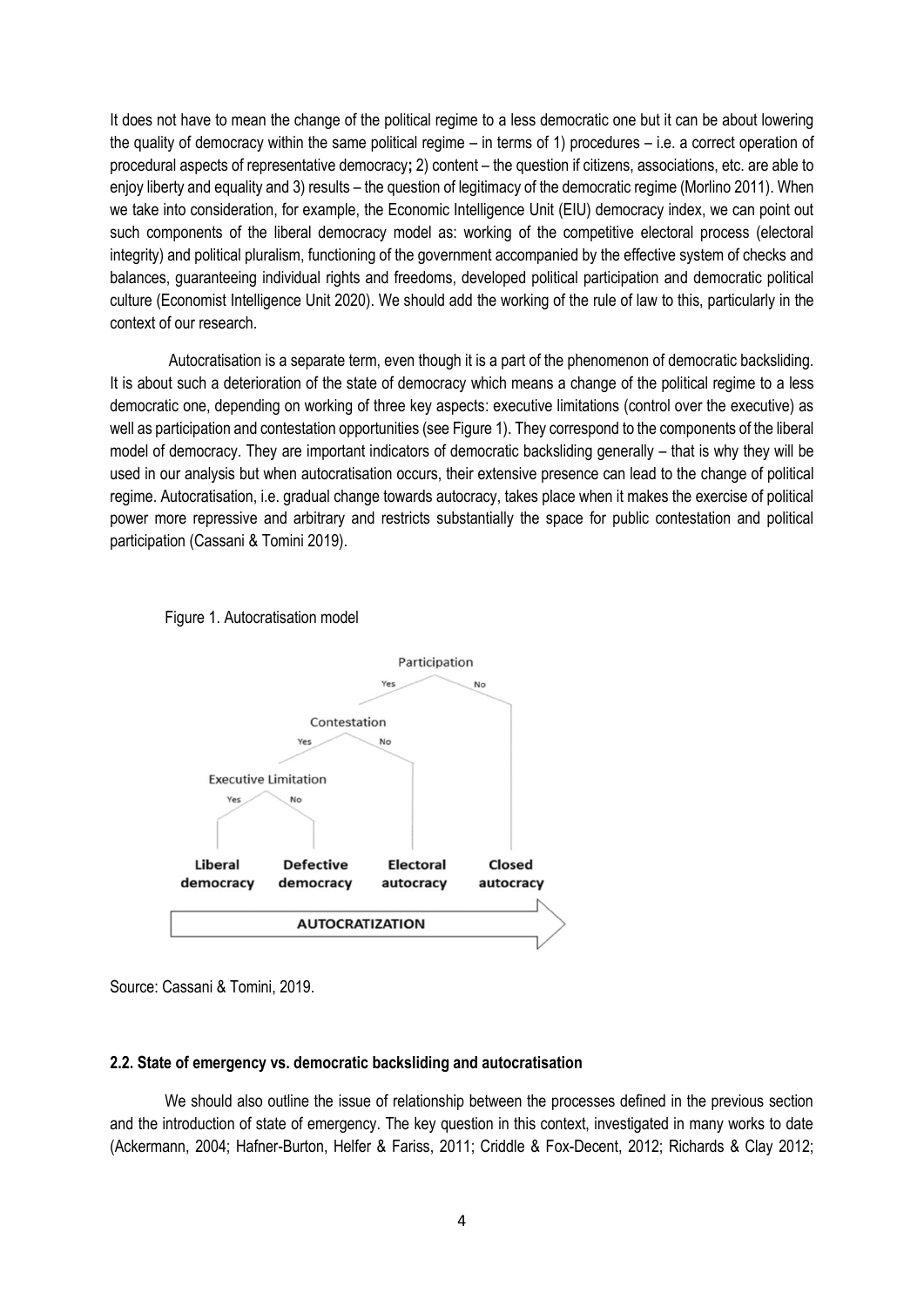It does not have to mean the change of the political regime to a less democratic one but it can be about lowering the quality of democracy within the same political regime – in terms of 1) procedures – i.e. a correct operation of procedural aspects of representative democracy**;** 2) content – the question if citizens, associations, etc. are able to enjoy liberty and equality and 3) results – the question of legitimacy of the democratic regime (Morlino 2011). When we take into consideration, for example, the Economic Intelligence Unit (EIU) democracy index, we can point out such components of the liberal democracy model as: working of the competitive electoral process (electoral integrity) and political pluralism, functioning of the government accompanied by the effective system of checks and balances, guaranteeing individual rights and freedoms, developed political participation and democratic political culture (Economist Intelligence Unit 2020). We should add the working of the rule of law to this, particularly in the context of our research.

Autocratisation is a separate term, even though it is a part of the phenomenon of democratic backsliding. It is about such a deterioration of the state of democracy which means a change of the political regime to a less democratic one, depending on working of three key aspects: executive limitations (control over the executive) as well as participation and contestation opportunities (see Figure 1). They correspond to the components of the liberal model of democracy. They are important indicators of democratic backsliding generally – that is why they will be used in our analysis but when autocratisation occurs, their extensive presence can lead to the change of political regime. Autocratisation, i.e. gradual change towards autocracy, takes place when it makes the exercise of political power more repressive and arbitrary and restricts substantially the space for public contestation and political participation (Cassani & Tomini 2019).

Figure 1. Autocratisation model

Participation (Yes / No) → Contestation (Yes / No) → Executive Limitation (Yes / No)

**Liberal democracy** | **Defective democracy** | **Electoral autocracy** | **Closed autocracy**

**AUTOCRATIZATION**

Source: Cassani & Tomini, 2019.

### 2.2. State of emergency vs. democratic backsliding and autocratisation

We should also outline the issue of relationship between the processes defined in the previous section and the introduction of state of emergency. The key question in this context, investigated in many works to date (Ackermann, 2004; Hafner-Burton, Helfer & Fariss, 2011; Criddle & Fox-Decent, 2012; Richards & Clay 2012;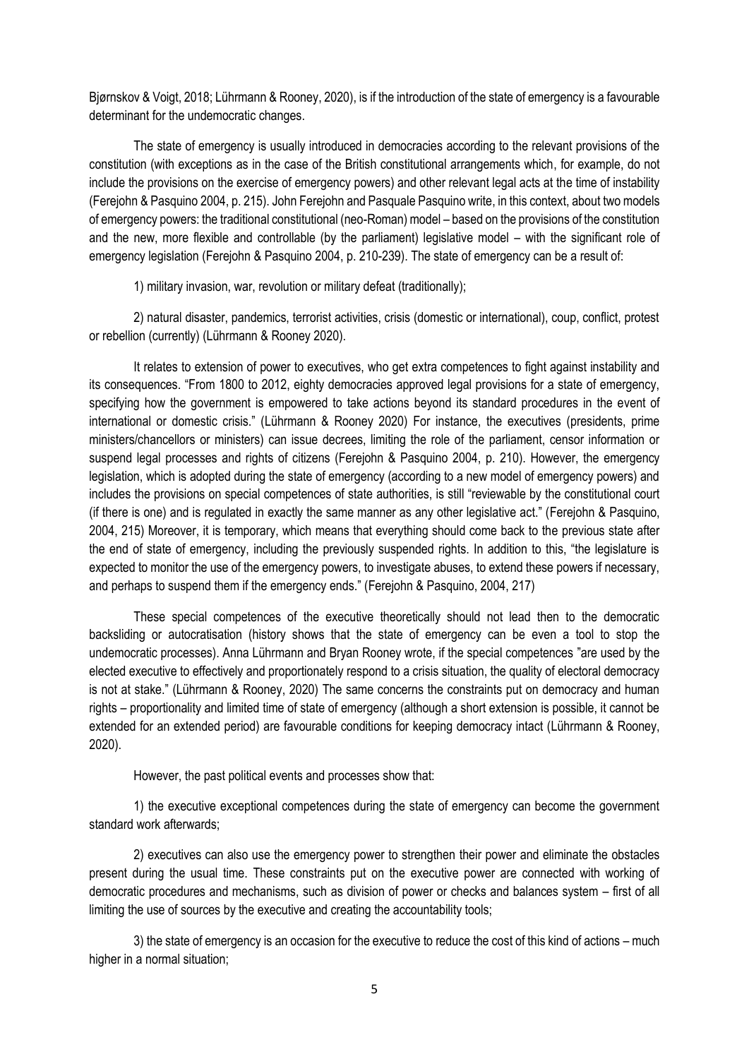Bjørnskov & Voigt, 2018; Lührmann & Rooney, 2020), is if the introduction of the state of emergency is a favourable determinant for the undemocratic changes.

The state of emergency is usually introduced in democracies according to the relevant provisions of the constitution (with exceptions as in the case of the British constitutional arrangements which, for example, do not include the provisions on the exercise of emergency powers) and other relevant legal acts at the time of instability (Ferejohn & Pasquino 2004, p. 215). John Ferejohn and Pasquale Pasquino write, in this context, about two models of emergency powers: the traditional constitutional (neo-Roman) model – based on the provisions of the constitution and the new, more flexible and controllable (by the parliament) legislative model – with the significant role of emergency legislation (Ferejohn & Pasquino 2004, p. 210-239). The state of emergency can be a result of:

1) military invasion, war, revolution or military defeat (traditionally);

2) natural disaster, pandemics, terrorist activities, crisis (domestic or international), coup, conflict, protest or rebellion (currently) (Lührmann & Rooney 2020).

It relates to extension of power to executives, who get extra competences to fight against instability and its consequences. "From 1800 to 2012, eighty democracies approved legal provisions for a state of emergency, specifying how the government is empowered to take actions beyond its standard procedures in the event of international or domestic crisis." (Lührmann & Rooney 2020) For instance, the executives (presidents, prime ministers/chancellors or ministers) can issue decrees, limiting the role of the parliament, censor information or suspend legal processes and rights of citizens (Ferejohn & Pasquino 2004, p. 210). However, the emergency legislation, which is adopted during the state of emergency (according to a new model of emergency powers) and includes the provisions on special competences of state authorities, is still "reviewable by the constitutional court (if there is one) and is regulated in exactly the same manner as any other legislative act." (Ferejohn & Pasquino, 2004, 215) Moreover, it is temporary, which means that everything should come back to the previous state after the end of state of emergency, including the previously suspended rights. In addition to this, "the legislature is expected to monitor the use of the emergency powers, to investigate abuses, to extend these powers if necessary, and perhaps to suspend them if the emergency ends." (Ferejohn & Pasquino, 2004, 217)

These special competences of the executive theoretically should not lead then to the democratic backsliding or autocratisation (history shows that the state of emergency can be even a tool to stop the undemocratic processes). Anna Lührmann and Bryan Rooney wrote, if the special competences "are used by the elected executive to effectively and proportionately respond to a crisis situation, the quality of electoral democracy is not at stake." (Lührmann & Rooney, 2020) The same concerns the constraints put on democracy and human rights – proportionality and limited time of state of emergency (although a short extension is possible, it cannot be extended for an extended period) are favourable conditions for keeping democracy intact (Lührmann & Rooney, 2020).

However, the past political events and processes show that:

1) the executive exceptional competences during the state of emergency can become the government standard work afterwards;

2) executives can also use the emergency power to strengthen their power and eliminate the obstacles present during the usual time. These constraints put on the executive power are connected with working of democratic procedures and mechanisms, such as division of power or checks and balances system – first of all limiting the use of sources by the executive and creating the accountability tools;

3) the state of emergency is an occasion for the executive to reduce the cost of this kind of actions – much higher in a normal situation;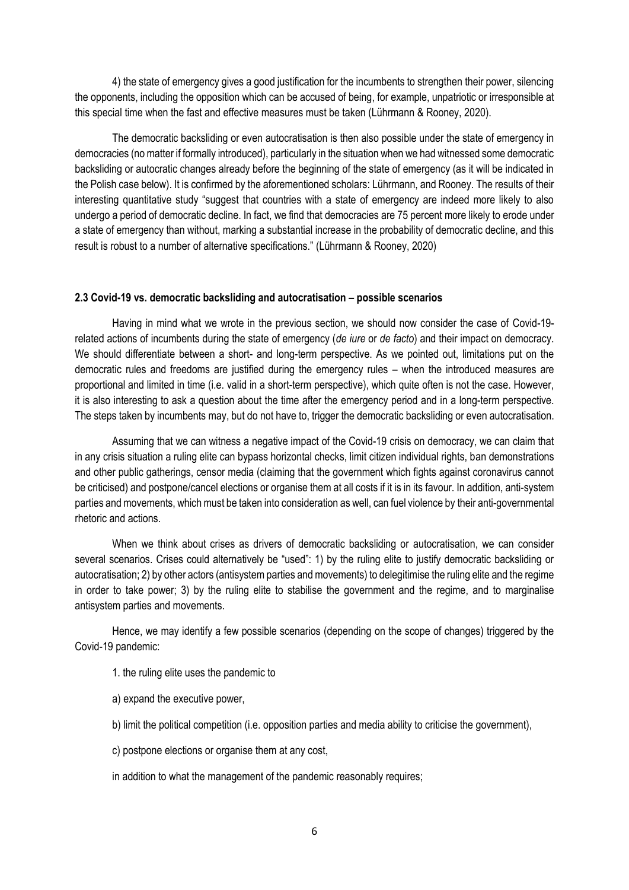4) the state of emergency gives a good justification for the incumbents to strengthen their power, silencing the opponents, including the opposition which can be accused of being, for example, unpatriotic or irresponsible at this special time when the fast and effective measures must be taken (Lührmann & Rooney, 2020).

The democratic backsliding or even autocratisation is then also possible under the state of emergency in democracies (no matter if formally introduced), particularly in the situation when we had witnessed some democratic backsliding or autocratic changes already before the beginning of the state of emergency (as it will be indicated in the Polish case below). It is confirmed by the aforementioned scholars: Lührmann, and Rooney. The results of their interesting quantitative study "suggest that countries with a state of emergency are indeed more likely to also undergo a period of democratic decline. In fact, we find that democracies are 75 percent more likely to erode under a state of emergency than without, marking a substantial increase in the probability of democratic decline, and this result is robust to a number of alternative specifications." (Lührmann & Rooney, 2020)

### 2.3 Covid-19 vs. democratic backsliding and autocratisation – possible scenarios

Having in mind what we wrote in the previous section, we should now consider the case of Covid-19-related actions of incumbents during the state of emergency (*de iure* or *de facto*) and their impact on democracy. We should differentiate between a short- and long-term perspective. As we pointed out, limitations put on the democratic rules and freedoms are justified during the emergency rules – when the introduced measures are proportional and limited in time (i.e. valid in a short-term perspective), which quite often is not the case. However, it is also interesting to ask a question about the time after the emergency period and in a long-term perspective. The steps taken by incumbents may, but do not have to, trigger the democratic backsliding or even autocratisation.

Assuming that we can witness a negative impact of the Covid-19 crisis on democracy, we can claim that in any crisis situation a ruling elite can bypass horizontal checks, limit citizen individual rights, ban demonstrations and other public gatherings, censor media (claiming that the government which fights against coronavirus cannot be criticised) and postpone/cancel elections or organise them at all costs if it is in its favour. In addition, anti-system parties and movements, which must be taken into consideration as well, can fuel violence by their anti-governmental rhetoric and actions.

When we think about crises as drivers of democratic backsliding or autocratisation, we can consider several scenarios. Crises could alternatively be "used": 1) by the ruling elite to justify democratic backsliding or autocratisation; 2) by other actors (antisystem parties and movements) to delegitimise the ruling elite and the regime in order to take power; 3) by the ruling elite to stabilise the government and the regime, and to marginalise antisystem parties and movements.

Hence, we may identify a few possible scenarios (depending on the scope of changes) triggered by the Covid-19 pandemic:

1. the ruling elite uses the pandemic to

a) expand the executive power,

b) limit the political competition (i.e. opposition parties and media ability to criticise the government),

c) postpone elections or organise them at any cost,

in addition to what the management of the pandemic reasonably requires;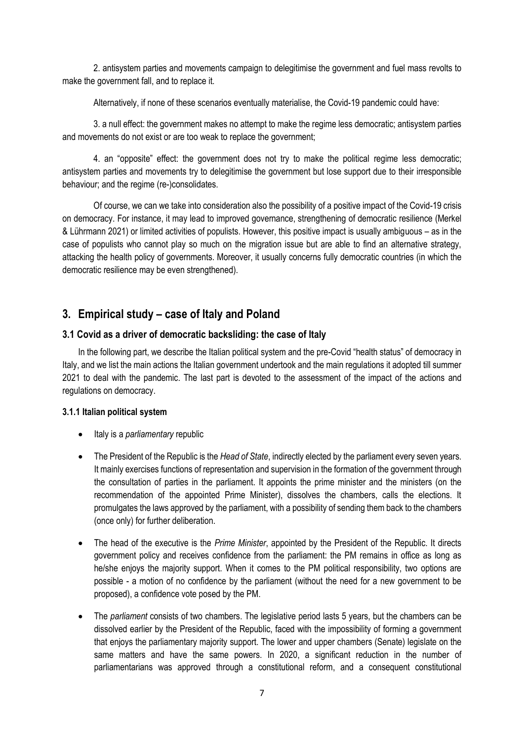2. antisystem parties and movements campaign to delegitimise the government and fuel mass revolts to make the government fall, and to replace it.

Alternatively, if none of these scenarios eventually materialise, the Covid-19 pandemic could have:

3. a null effect: the government makes no attempt to make the regime less democratic; antisystem parties and movements do not exist or are too weak to replace the government;

4. an "opposite" effect: the government does not try to make the political regime less democratic; antisystem parties and movements try to delegitimise the government but lose support due to their irresponsible behaviour; and the regime (re-)consolidates.

Of course, we can we take into consideration also the possibility of a positive impact of the Covid-19 crisis on democracy. For instance, it may lead to improved governance, strengthening of democratic resilience (Merkel & Lührmann 2021) or limited activities of populists. However, this positive impact is usually ambiguous – as in the case of populists who cannot play so much on the migration issue but are able to find an alternative strategy, attacking the health policy of governments. Moreover, it usually concerns fully democratic countries (in which the democratic resilience may be even strengthened).

## 3. Empirical study – case of Italy and Poland

### 3.1 Covid as a driver of democratic backsliding: the case of Italy

In the following part, we describe the Italian political system and the pre-Covid "health status" of democracy in Italy, and we list the main actions the Italian government undertook and the main regulations it adopted till summer 2021 to deal with the pandemic. The last part is devoted to the assessment of the impact of the actions and regulations on democracy.

#### 3.1.1 Italian political system

- Italy is a *parliamentary* republic
- The President of the Republic is the *Head of State*, indirectly elected by the parliament every seven years. It mainly exercises functions of representation and supervision in the formation of the government through the consultation of parties in the parliament. It appoints the prime minister and the ministers (on the recommendation of the appointed Prime Minister), dissolves the chambers, calls the elections. It promulgates the laws approved by the parliament, with a possibility of sending them back to the chambers (once only) for further deliberation.
- The head of the executive is the *Prime Minister*, appointed by the President of the Republic. It directs government policy and receives confidence from the parliament: the PM remains in office as long as he/she enjoys the majority support. When it comes to the PM political responsibility, two options are possible - a motion of no confidence by the parliament (without the need for a new government to be proposed), a confidence vote posed by the PM.
- The *parliament* consists of two chambers. The legislative period lasts 5 years, but the chambers can be dissolved earlier by the President of the Republic, faced with the impossibility of forming a government that enjoys the parliamentary majority support. The lower and upper chambers (Senate) legislate on the same matters and have the same powers. In 2020, a significant reduction in the number of parliamentarians was approved through a constitutional reform, and a consequent constitutional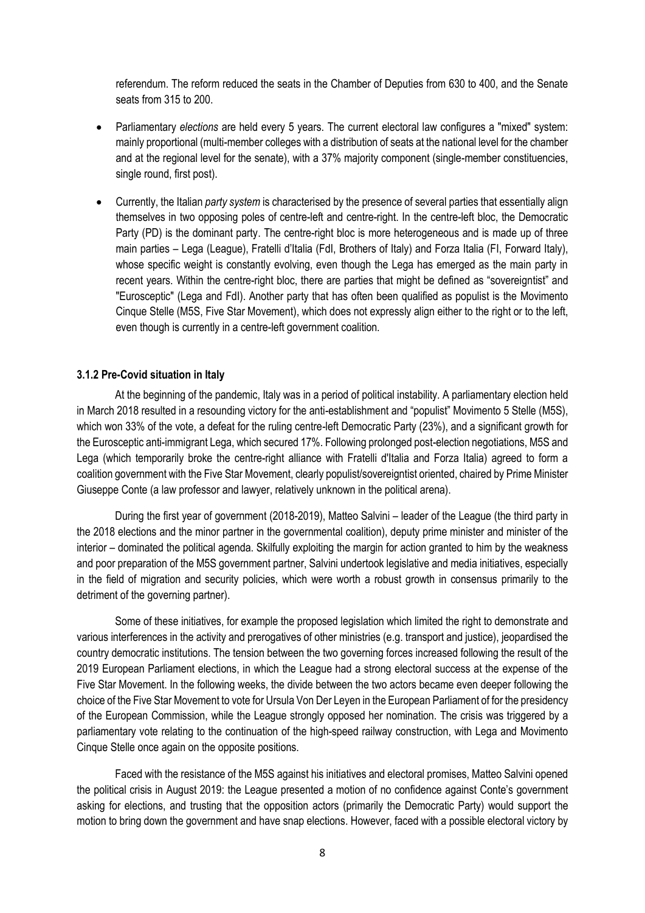referendum. The reform reduced the seats in the Chamber of Deputies from 630 to 400, and the Senate seats from 315 to 200.

- Parliamentary *elections* are held every 5 years. The current electoral law configures a "mixed" system: mainly proportional (multi-member colleges with a distribution of seats at the national level for the chamber and at the regional level for the senate), with a 37% majority component (single-member constituencies, single round, first post).

- Currently, the Italian *party system* is characterised by the presence of several parties that essentially align themselves in two opposing poles of centre-left and centre-right. In the centre-left bloc, the Democratic Party (PD) is the dominant party. The centre-right bloc is more heterogeneous and is made up of three main parties – Lega (League), Fratelli d'Italia (FdI, Brothers of Italy) and Forza Italia (FI, Forward Italy), whose specific weight is constantly evolving, even though the Lega has emerged as the main party in recent years. Within the centre-right bloc, there are parties that might be defined as "sovereigntist" and "Eurosceptic" (Lega and FdI). Another party that has often been qualified as populist is the Movimento Cinque Stelle (M5S, Five Star Movement), which does not expressly align either to the right or to the left, even though is currently in a centre-left government coalition.

### 3.1.2 Pre-Covid situation in Italy

At the beginning of the pandemic, Italy was in a period of political instability. A parliamentary election held in March 2018 resulted in a resounding victory for the anti-establishment and "populist" Movimento 5 Stelle (M5S), which won 33% of the vote, a defeat for the ruling centre-left Democratic Party (23%), and a significant growth for the Eurosceptic anti-immigrant Lega, which secured 17%. Following prolonged post-election negotiations, M5S and Lega (which temporarily broke the centre-right alliance with Fratelli d'Italia and Forza Italia) agreed to form a coalition government with the Five Star Movement, clearly populist/sovereigntist oriented, chaired by Prime Minister Giuseppe Conte (a law professor and lawyer, relatively unknown in the political arena).

During the first year of government (2018-2019), Matteo Salvini – leader of the League (the third party in the 2018 elections and the minor partner in the governmental coalition), deputy prime minister and minister of the interior – dominated the political agenda. Skilfully exploiting the margin for action granted to him by the weakness and poor preparation of the M5S government partner, Salvini undertook legislative and media initiatives, especially in the field of migration and security policies, which were worth a robust growth in consensus primarily to the detriment of the governing partner).

Some of these initiatives, for example the proposed legislation which limited the right to demonstrate and various interferences in the activity and prerogatives of other ministries (e.g. transport and justice), jeopardised the country democratic institutions. The tension between the two governing forces increased following the result of the 2019 European Parliament elections, in which the League had a strong electoral success at the expense of the Five Star Movement. In the following weeks, the divide between the two actors became even deeper following the choice of the Five Star Movement to vote for Ursula Von Der Leyen in the European Parliament of for the presidency of the European Commission, while the League strongly opposed her nomination. The crisis was triggered by a parliamentary vote relating to the continuation of the high-speed railway construction, with Lega and Movimento Cinque Stelle once again on the opposite positions.

Faced with the resistance of the M5S against his initiatives and electoral promises, Matteo Salvini opened the political crisis in August 2019: the League presented a motion of no confidence against Conte's government asking for elections, and trusting that the opposition actors (primarily the Democratic Party) would support the motion to bring down the government and have snap elections. However, faced with a possible electoral victory by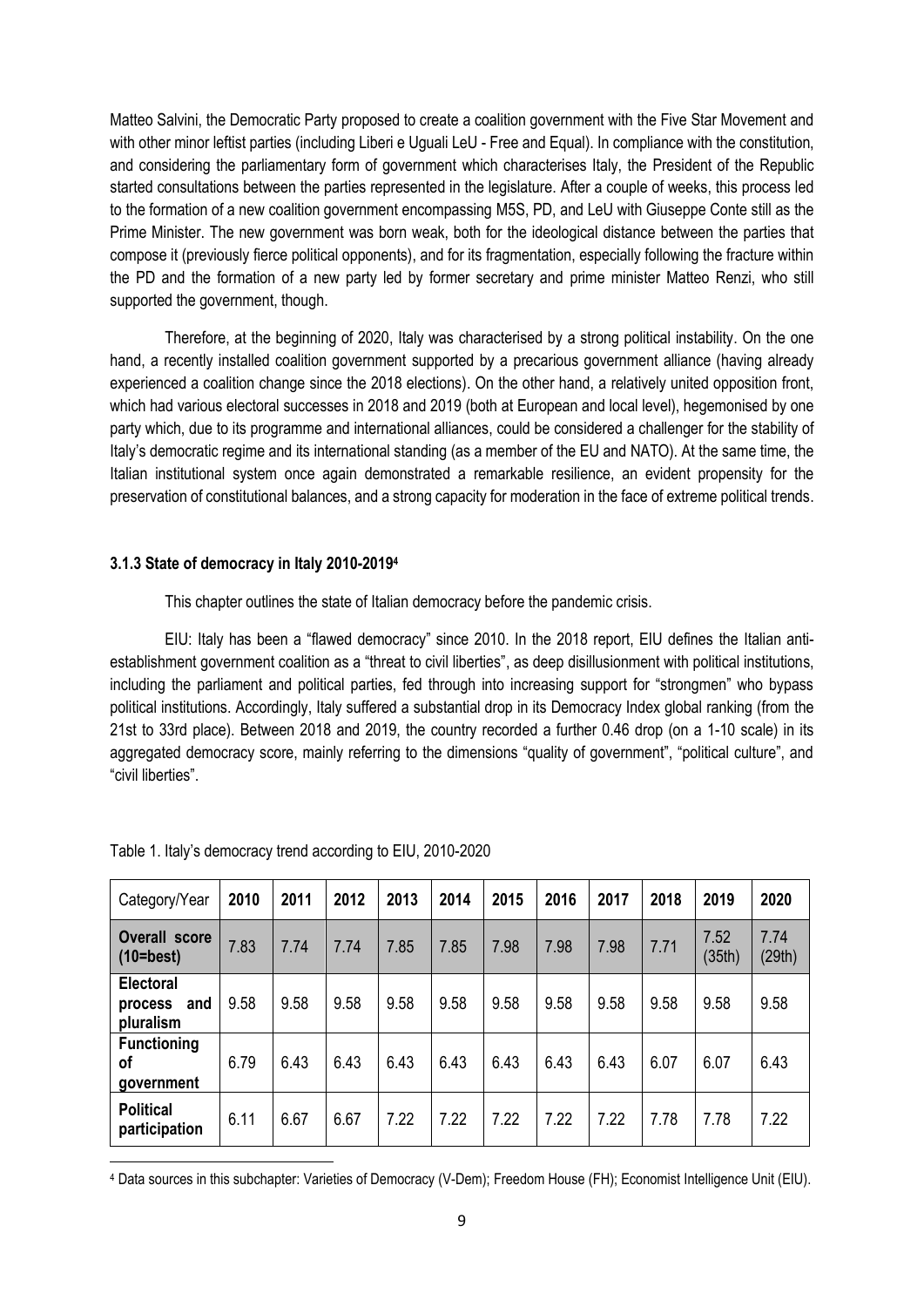Matteo Salvini, the Democratic Party proposed to create a coalition government with the Five Star Movement and with other minor leftist parties (including Liberi e Uguali LeU - Free and Equal). In compliance with the constitution, and considering the parliamentary form of government which characterises Italy, the President of the Republic started consultations between the parties represented in the legislature. After a couple of weeks, this process led to the formation of a new coalition government encompassing M5S, PD, and LeU with Giuseppe Conte still as the Prime Minister. The new government was born weak, both for the ideological distance between the parties that compose it (previously fierce political opponents), and for its fragmentation, especially following the fracture within the PD and the formation of a new party led by former secretary and prime minister Matteo Renzi, who still supported the government, though.

Therefore, at the beginning of 2020, Italy was characterised by a strong political instability. On the one hand, a recently installed coalition government supported by a precarious government alliance (having already experienced a coalition change since the 2018 elections). On the other hand, a relatively united opposition front, which had various electoral successes in 2018 and 2019 (both at European and local level), hegemonised by one party which, due to its programme and international alliances, could be considered a challenger for the stability of Italy's democratic regime and its international standing (as a member of the EU and NATO). At the same time, the Italian institutional system once again demonstrated a remarkable resilience, an evident propensity for the preservation of constitutional balances, and a strong capacity for moderation in the face of extreme political trends.

### 3.1.3 State of democracy in Italy 2010-2019[4]

This chapter outlines the state of Italian democracy before the pandemic crisis.

EIU: Italy has been a "flawed democracy" since 2010. In the 2018 report, EIU defines the Italian anti-establishment government coalition as a "threat to civil liberties", as deep disillusionment with political institutions, including the parliament and political parties, fed through into increasing support for "strongmen" who bypass political institutions. Accordingly, Italy suffered a substantial drop in its Democracy Index global ranking (from the 21st to 33rd place). Between 2018 and 2019, the country recorded a further 0.46 drop (on a 1-10 scale) in its aggregated democracy score, mainly referring to the dimensions "quality of government", "political culture", and "civil liberties".

Table 1. Italy's democracy trend according to EIU, 2010-2020

| Category/Year | 2010 | 2011 | 2012 | 2013 | 2014 | 2015 | 2016 | 2017 | 2018 | 2019 | 2020 |
|---|---|---|---|---|---|---|---|---|---|---|---|
| **Overall score (10=best)** | 7.83 | 7.74 | 7.74 | 7.85 | 7.85 | 7.98 | 7.98 | 7.98 | 7.71 | 7.52 (35th) | 7.74 (29th) |
| **Electoral process and pluralism** | 9.58 | 9.58 | 9.58 | 9.58 | 9.58 | 9.58 | 9.58 | 9.58 | 9.58 | 9.58 | 9.58 |
| **Functioning of government** | 6.79 | 6.43 | 6.43 | 6.43 | 6.43 | 6.43 | 6.43 | 6.43 | 6.07 | 6.07 | 6.43 |
| **Political participation** | 6.11 | 6.67 | 6.67 | 7.22 | 7.22 | 7.22 | 7.22 | 7.22 | 7.78 | 7.78 | 7.22 |

[4] Data sources in this subchapter: Varieties of Democracy (V-Dem); Freedom House (FH); Economist Intelligence Unit (EIU).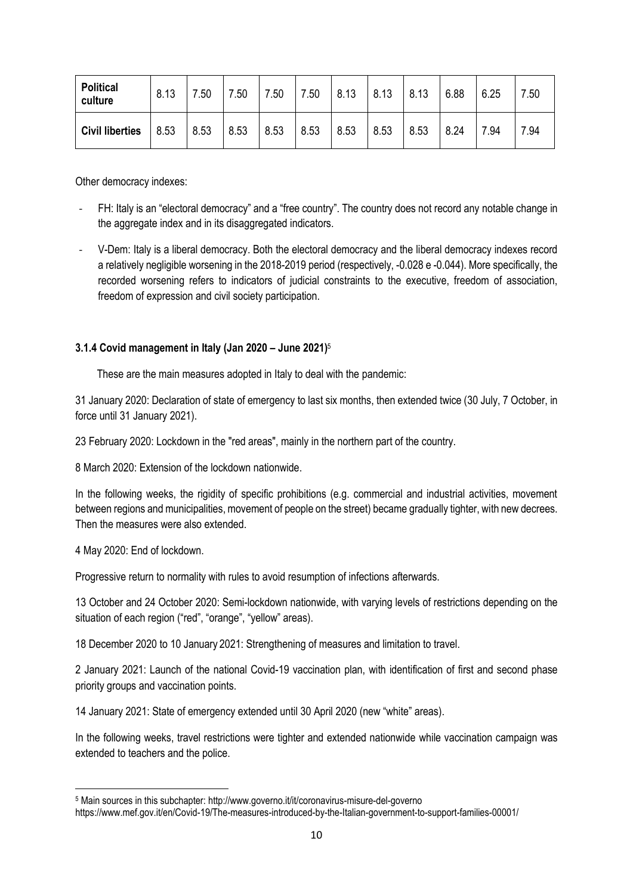| **Political culture** | 8.13 | 7.50 | 7.50 | 7.50 | 7.50 | 8.13 | 8.13 | 8.13 | 6.88 | 6.25 | 7.50 |
|---|---|---|---|---|---|---|---|---|---|---|---|
| **Civil liberties** | 8.53 | 8.53 | 8.53 | 8.53 | 8.53 | 8.53 | 8.53 | 8.53 | 8.24 | 7.94 | 7.94 |

Other democracy indexes:

- FH: Italy is an "electoral democracy" and a "free country". The country does not record any notable change in the aggregate index and in its disaggregated indicators.
- V-Dem: Italy is a liberal democracy. Both the electoral democracy and the liberal democracy indexes record a relatively negligible worsening in the 2018-2019 period (respectively, -0.028 e -0.044). More specifically, the recorded worsening refers to indicators of judicial constraints to the executive, freedom of association, freedom of expression and civil society participation.

#### 3.1.4 Covid management in Italy (Jan 2020 – June 2021)[5]

These are the main measures adopted in Italy to deal with the pandemic:

31 January 2020: Declaration of state of emergency to last six months, then extended twice (30 July, 7 October, in force until 31 January 2021).

23 February 2020: Lockdown in the "red areas", mainly in the northern part of the country.

8 March 2020: Extension of the lockdown nationwide.

In the following weeks, the rigidity of specific prohibitions (e.g. commercial and industrial activities, movement between regions and municipalities, movement of people on the street) became gradually tighter, with new decrees. Then the measures were also extended.

4 May 2020: End of lockdown.

Progressive return to normality with rules to avoid resumption of infections afterwards.

13 October and 24 October 2020: Semi-lockdown nationwide, with varying levels of restrictions depending on the situation of each region ("red", "orange", "yellow" areas).

18 December 2020 to 10 January 2021: Strengthening of measures and limitation to travel.

2 January 2021: Launch of the national Covid-19 vaccination plan, with identification of first and second phase priority groups and vaccination points.

14 January 2021: State of emergency extended until 30 April 2020 (new "white" areas).

In the following weeks, travel restrictions were tighter and extended nationwide while vaccination campaign was extended to teachers and the police.

[5] Main sources in this subchapter: http://www.governo.it/it/coronavirus-misure-del-governo
https://www.mef.gov.it/en/Covid-19/The-measures-introduced-by-the-Italian-government-to-support-families-00001/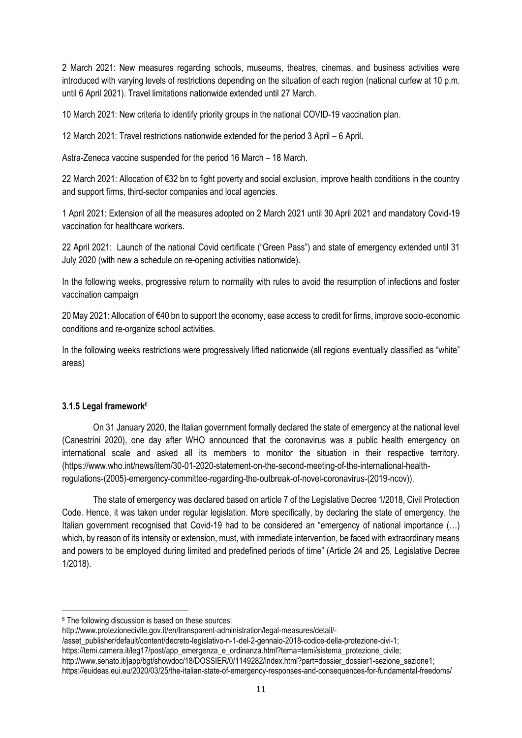2 March 2021: New measures regarding schools, museums, theatres, cinemas, and business activities were introduced with varying levels of restrictions depending on the situation of each region (national curfew at 10 p.m. until 6 April 2021). Travel limitations nationwide extended until 27 March.

10 March 2021: New criteria to identify priority groups in the national COVID-19 vaccination plan.

12 March 2021: Travel restrictions nationwide extended for the period 3 April – 6 April.

Astra-Zeneca vaccine suspended for the period 16 March – 18 March.

22 March 2021: Allocation of €32 bn to fight poverty and social exclusion, improve health conditions in the country and support firms, third-sector companies and local agencies.

1 April 2021: Extension of all the measures adopted on 2 March 2021 until 30 April 2021 and mandatory Covid-19 vaccination for healthcare workers.

22 April 2021: Launch of the national Covid certificate ("Green Pass") and state of emergency extended until 31 July 2020 (with new a schedule on re-opening activities nationwide).

In the following weeks, progressive return to normality with rules to avoid the resumption of infections and foster vaccination campaign

20 May 2021: Allocation of €40 bn to support the economy, ease access to credit for firms, improve socio-economic conditions and re-organize school activities.

In the following weeks restrictions were progressively lifted nationwide (all regions eventually classified as "white" areas)

#### 3.1.5 Legal framework[6]

On 31 January 2020, the Italian government formally declared the state of emergency at the national level (Canestrini 2020), one day after WHO announced that the coronavirus was a public health emergency on international scale and asked all its members to monitor the situation in their respective territory. (https://www.who.int/news/item/30-01-2020-statement-on-the-second-meeting-of-the-international-health-regulations-(2005)-emergency-committee-regarding-the-outbreak-of-novel-coronavirus-(2019-ncov)).

The state of emergency was declared based on article 7 of the Legislative Decree 1/2018, Civil Protection Code. Hence, it was taken under regular legislation. More specifically, by declaring the state of emergency, the Italian government recognised that Covid-19 had to be considered an "emergency of national importance (…) which, by reason of its intensity or extension, must, with immediate intervention, be faced with extraordinary means and powers to be employed during limited and predefined periods of time" (Article 24 and 25, Legislative Decree 1/2018).

[6] The following discussion is based on these sources:
http://www.protezionecivile.gov.it/en/transparent-administration/legal-measures/detail/-/asset_publisher/default/content/decreto-legislativo-n-1-del-2-gennaio-2018-codice-della-protezione-civi-1;
https://temi.camera.it/leg17/post/app_emergenza_e_ordinanza.html?tema=temi/sistema_protezione_civile;
http://www.senato.it/japp/bgt/showdoc/18/DOSSIER/0/1149282/index.html?part=dossier_dossier1-sezione_sezione1;
https://euideas.eui.eu/2020/03/25/the-italian-state-of-emergency-responses-and-consequences-for-fundamental-freedoms/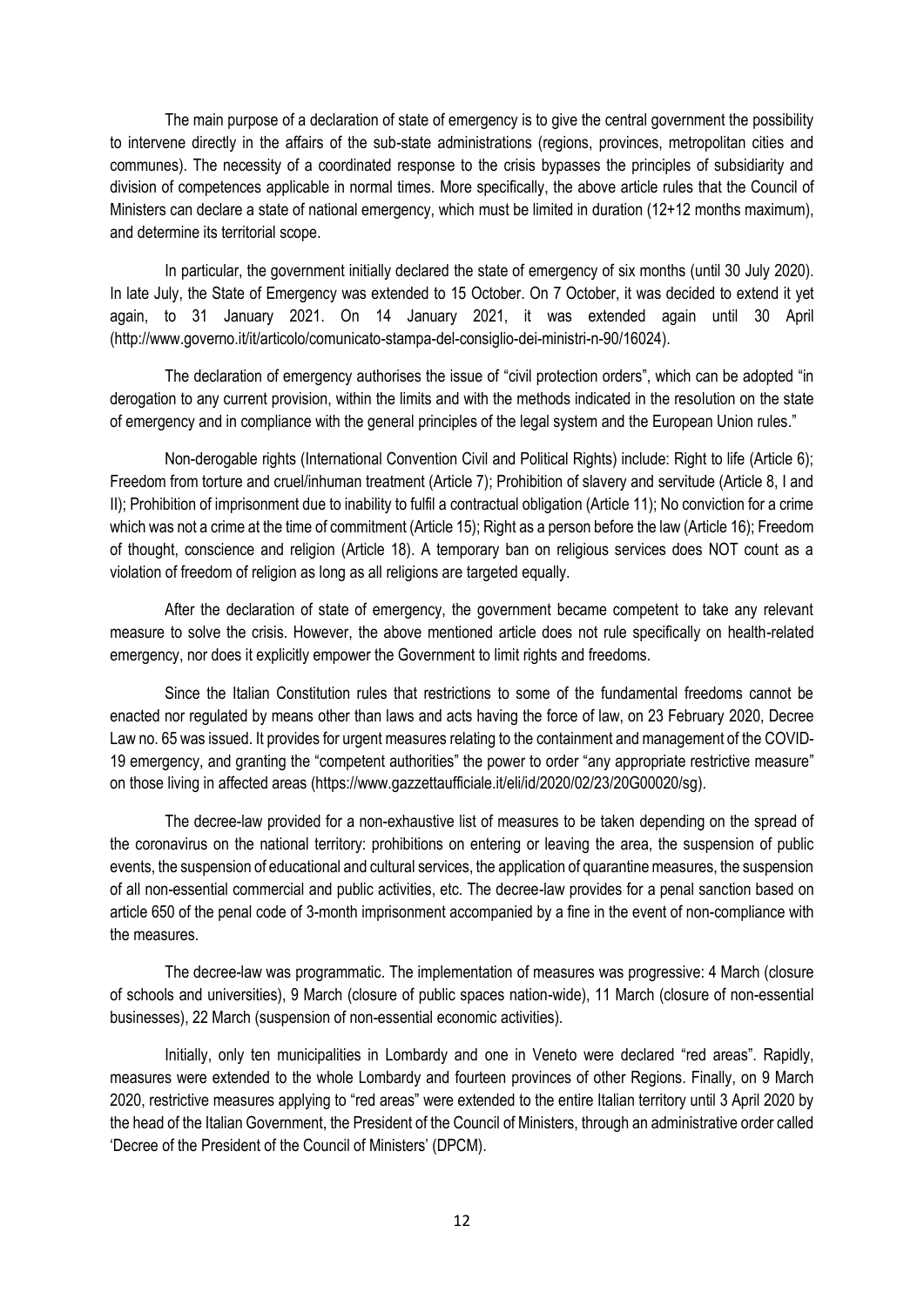The main purpose of a declaration of state of emergency is to give the central government the possibility to intervene directly in the affairs of the sub-state administrations (regions, provinces, metropolitan cities and communes). The necessity of a coordinated response to the crisis bypasses the principles of subsidiarity and division of competences applicable in normal times. More specifically, the above article rules that the Council of Ministers can declare a state of national emergency, which must be limited in duration (12+12 months maximum), and determine its territorial scope.

In particular, the government initially declared the state of emergency of six months (until 30 July 2020). In late July, the State of Emergency was extended to 15 October. On 7 October, it was decided to extend it yet again, to 31 January 2021. On 14 January 2021, it was extended again until 30 April (http://www.governo.it/it/articolo/comunicato-stampa-del-consiglio-dei-ministri-n-90/16024).

The declaration of emergency authorises the issue of "civil protection orders", which can be adopted "in derogation to any current provision, within the limits and with the methods indicated in the resolution on the state of emergency and in compliance with the general principles of the legal system and the European Union rules."

Non-derogable rights (International Convention Civil and Political Rights) include: Right to life (Article 6); Freedom from torture and cruel/inhuman treatment (Article 7); Prohibition of slavery and servitude (Article 8, I and II); Prohibition of imprisonment due to inability to fulfil a contractual obligation (Article 11); No conviction for a crime which was not a crime at the time of commitment (Article 15); Right as a person before the law (Article 16); Freedom of thought, conscience and religion (Article 18). A temporary ban on religious services does NOT count as a violation of freedom of religion as long as all religions are targeted equally.

After the declaration of state of emergency, the government became competent to take any relevant measure to solve the crisis. However, the above mentioned article does not rule specifically on health-related emergency, nor does it explicitly empower the Government to limit rights and freedoms.

Since the Italian Constitution rules that restrictions to some of the fundamental freedoms cannot be enacted nor regulated by means other than laws and acts having the force of law, on 23 February 2020, Decree Law no. 65 was issued. It provides for urgent measures relating to the containment and management of the COVID-19 emergency, and granting the "competent authorities" the power to order "any appropriate restrictive measure" on those living in affected areas (https://www.gazzettaufficiale.it/eli/id/2020/02/23/20G00020/sg).

The decree-law provided for a non-exhaustive list of measures to be taken depending on the spread of the coronavirus on the national territory: prohibitions on entering or leaving the area, the suspension of public events, the suspension of educational and cultural services, the application of quarantine measures, the suspension of all non-essential commercial and public activities, etc. The decree-law provides for a penal sanction based on article 650 of the penal code of 3-month imprisonment accompanied by a fine in the event of non-compliance with the measures.

The decree-law was programmatic. The implementation of measures was progressive: 4 March (closure of schools and universities), 9 March (closure of public spaces nation-wide), 11 March (closure of non-essential businesses), 22 March (suspension of non-essential economic activities).

Initially, only ten municipalities in Lombardy and one in Veneto were declared "red areas". Rapidly, measures were extended to the whole Lombardy and fourteen provinces of other Regions. Finally, on 9 March 2020, restrictive measures applying to "red areas" were extended to the entire Italian territory until 3 April 2020 by the head of the Italian Government, the President of the Council of Ministers, through an administrative order called 'Decree of the President of the Council of Ministers' (DPCM).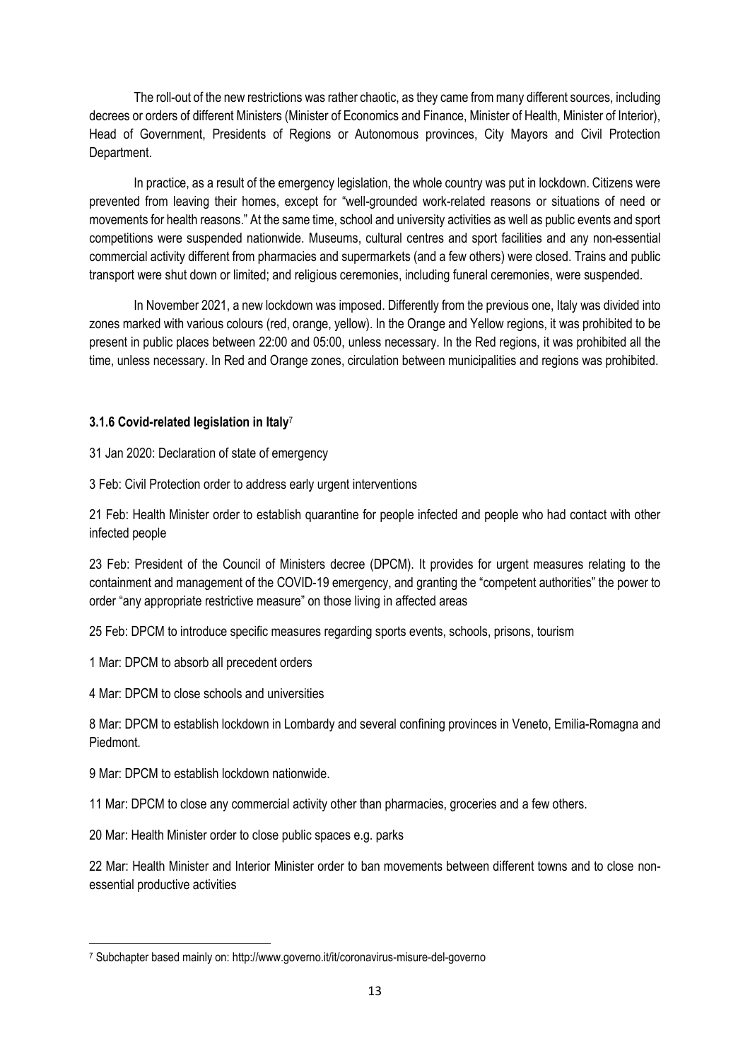The roll-out of the new restrictions was rather chaotic, as they came from many different sources, including decrees or orders of different Ministers (Minister of Economics and Finance, Minister of Health, Minister of Interior), Head of Government, Presidents of Regions or Autonomous provinces, City Mayors and Civil Protection Department.

In practice, as a result of the emergency legislation, the whole country was put in lockdown. Citizens were prevented from leaving their homes, except for "well-grounded work-related reasons or situations of need or movements for health reasons." At the same time, school and university activities as well as public events and sport competitions were suspended nationwide. Museums, cultural centres and sport facilities and any non-essential commercial activity different from pharmacies and supermarkets (and a few others) were closed. Trains and public transport were shut down or limited; and religious ceremonies, including funeral ceremonies, were suspended.

In November 2021, a new lockdown was imposed. Differently from the previous one, Italy was divided into zones marked with various colours (red, orange, yellow). In the Orange and Yellow regions, it was prohibited to be present in public places between 22:00 and 05:00, unless necessary. In the Red regions, it was prohibited all the time, unless necessary. In Red and Orange zones, circulation between municipalities and regions was prohibited.

### 3.1.6 Covid-related legislation in Italy[7]

31 Jan 2020: Declaration of state of emergency

3 Feb: Civil Protection order to address early urgent interventions

21 Feb: Health Minister order to establish quarantine for people infected and people who had contact with other infected people

23 Feb: President of the Council of Ministers decree (DPCM). It provides for urgent measures relating to the containment and management of the COVID-19 emergency, and granting the "competent authorities" the power to order "any appropriate restrictive measure" on those living in affected areas

25 Feb: DPCM to introduce specific measures regarding sports events, schools, prisons, tourism

1 Mar: DPCM to absorb all precedent orders

4 Mar: DPCM to close schools and universities

8 Mar: DPCM to establish lockdown in Lombardy and several confining provinces in Veneto, Emilia-Romagna and Piedmont.

9 Mar: DPCM to establish lockdown nationwide.

11 Mar: DPCM to close any commercial activity other than pharmacies, groceries and a few others.

20 Mar: Health Minister order to close public spaces e.g. parks

22 Mar: Health Minister and Interior Minister order to ban movements between different towns and to close non-essential productive activities

[7] Subchapter based mainly on: http://www.governo.it/it/coronavirus-misure-del-governo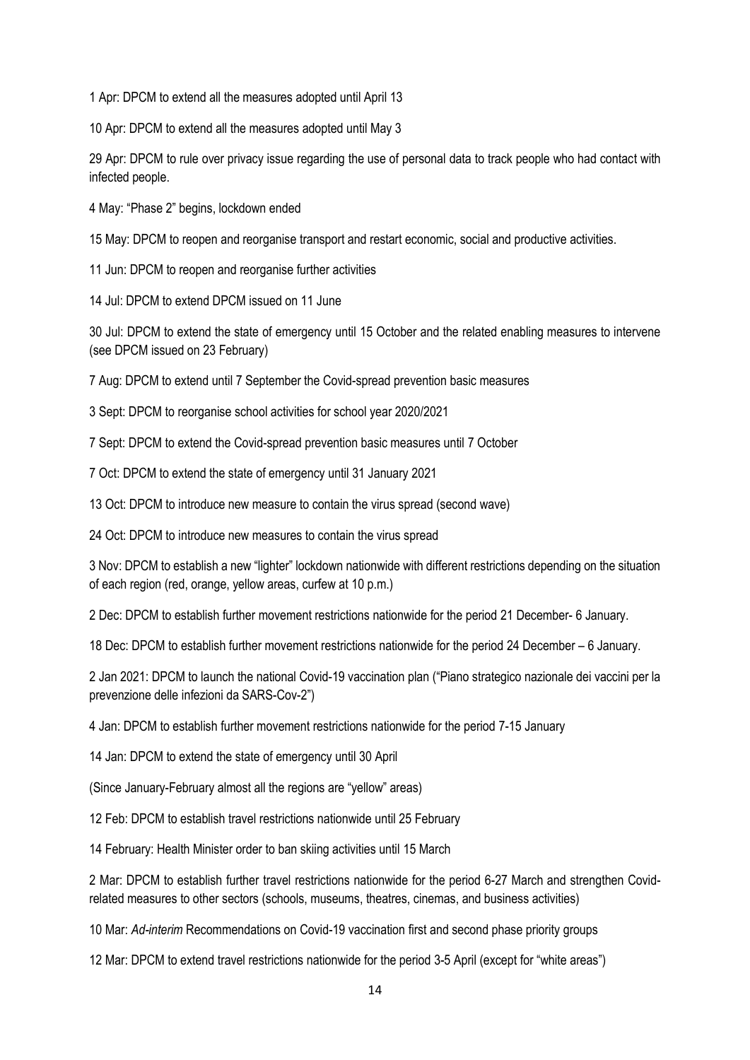1 Apr: DPCM to extend all the measures adopted until April 13

10 Apr: DPCM to extend all the measures adopted until May 3

29 Apr: DPCM to rule over privacy issue regarding the use of personal data to track people who had contact with infected people.

4 May: "Phase 2" begins, lockdown ended

15 May: DPCM to reopen and reorganise transport and restart economic, social and productive activities.

11 Jun: DPCM to reopen and reorganise further activities

14 Jul: DPCM to extend DPCM issued on 11 June

30 Jul: DPCM to extend the state of emergency until 15 October and the related enabling measures to intervene (see DPCM issued on 23 February)

7 Aug: DPCM to extend until 7 September the Covid-spread prevention basic measures

3 Sept: DPCM to reorganise school activities for school year 2020/2021

7 Sept: DPCM to extend the Covid-spread prevention basic measures until 7 October

7 Oct: DPCM to extend the state of emergency until 31 January 2021

13 Oct: DPCM to introduce new measure to contain the virus spread (second wave)

24 Oct: DPCM to introduce new measures to contain the virus spread

3 Nov: DPCM to establish a new "lighter" lockdown nationwide with different restrictions depending on the situation of each region (red, orange, yellow areas, curfew at 10 p.m.)

2 Dec: DPCM to establish further movement restrictions nationwide for the period 21 December- 6 January.

18 Dec: DPCM to establish further movement restrictions nationwide for the period 24 December – 6 January.

2 Jan 2021: DPCM to launch the national Covid-19 vaccination plan ("Piano strategico nazionale dei vaccini per la prevenzione delle infezioni da SARS-Cov-2")

4 Jan: DPCM to establish further movement restrictions nationwide for the period 7-15 January

14 Jan: DPCM to extend the state of emergency until 30 April

(Since January-February almost all the regions are "yellow" areas)

12 Feb: DPCM to establish travel restrictions nationwide until 25 February

14 February: Health Minister order to ban skiing activities until 15 March

2 Mar: DPCM to establish further travel restrictions nationwide for the period 6-27 March and strengthen Covid-related measures to other sectors (schools, museums, theatres, cinemas, and business activities)

10 Mar: *Ad-interim* Recommendations on Covid-19 vaccination first and second phase priority groups

12 Mar: DPCM to extend travel restrictions nationwide for the period 3-5 April (except for "white areas")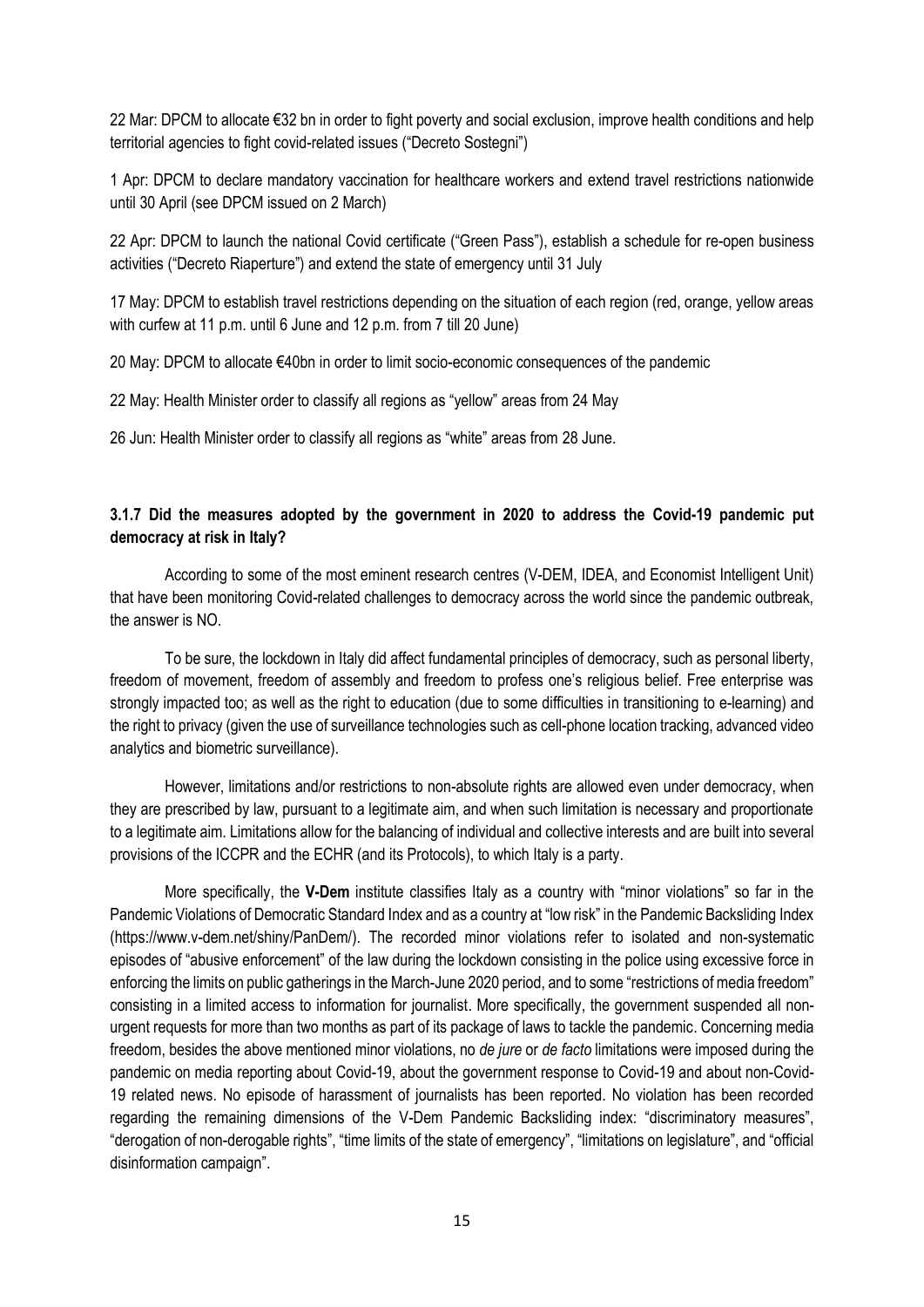22 Mar: DPCM to allocate €32 bn in order to fight poverty and social exclusion, improve health conditions and help territorial agencies to fight covid-related issues ("Decreto Sostegni")

1 Apr: DPCM to declare mandatory vaccination for healthcare workers and extend travel restrictions nationwide until 30 April (see DPCM issued on 2 March)

22 Apr: DPCM to launch the national Covid certificate ("Green Pass"), establish a schedule for re-open business activities ("Decreto Riaperture") and extend the state of emergency until 31 July

17 May: DPCM to establish travel restrictions depending on the situation of each region (red, orange, yellow areas with curfew at 11 p.m. until 6 June and 12 p.m. from 7 till 20 June)

20 May: DPCM to allocate €40bn in order to limit socio-economic consequences of the pandemic

22 May: Health Minister order to classify all regions as "yellow" areas from 24 May

26 Jun: Health Minister order to classify all regions as "white" areas from 28 June.

### 3.1.7 Did the measures adopted by the government in 2020 to address the Covid-19 pandemic put democracy at risk in Italy?

According to some of the most eminent research centres (V-DEM, IDEA, and Economist Intelligent Unit) that have been monitoring Covid-related challenges to democracy across the world since the pandemic outbreak, the answer is NO.

To be sure, the lockdown in Italy did affect fundamental principles of democracy, such as personal liberty, freedom of movement, freedom of assembly and freedom to profess one's religious belief. Free enterprise was strongly impacted too; as well as the right to education (due to some difficulties in transitioning to e-learning) and the right to privacy (given the use of surveillance technologies such as cell-phone location tracking, advanced video analytics and biometric surveillance).

However, limitations and/or restrictions to non-absolute rights are allowed even under democracy, when they are prescribed by law, pursuant to a legitimate aim, and when such limitation is necessary and proportionate to a legitimate aim. Limitations allow for the balancing of individual and collective interests and are built into several provisions of the ICCPR and the ECHR (and its Protocols), to which Italy is a party.

More specifically, the **V-Dem** institute classifies Italy as a country with "minor violations" so far in the Pandemic Violations of Democratic Standard Index and as a country at "low risk" in the Pandemic Backsliding Index (https://www.v-dem.net/shiny/PanDem/). The recorded minor violations refer to isolated and non-systematic episodes of "abusive enforcement" of the law during the lockdown consisting in the police using excessive force in enforcing the limits on public gatherings in the March-June 2020 period, and to some "restrictions of media freedom" consisting in a limited access to information for journalist. More specifically, the government suspended all non-urgent requests for more than two months as part of its package of laws to tackle the pandemic. Concerning media freedom, besides the above mentioned minor violations, no *de jure* or *de facto* limitations were imposed during the pandemic on media reporting about Covid-19, about the government response to Covid-19 and about non-Covid-19 related news. No episode of harassment of journalists has been reported. No violation has been recorded regarding the remaining dimensions of the V-Dem Pandemic Backsliding index: "discriminatory measures", "derogation of non-derogable rights", "time limits of the state of emergency", "limitations on legislature", and "official disinformation campaign".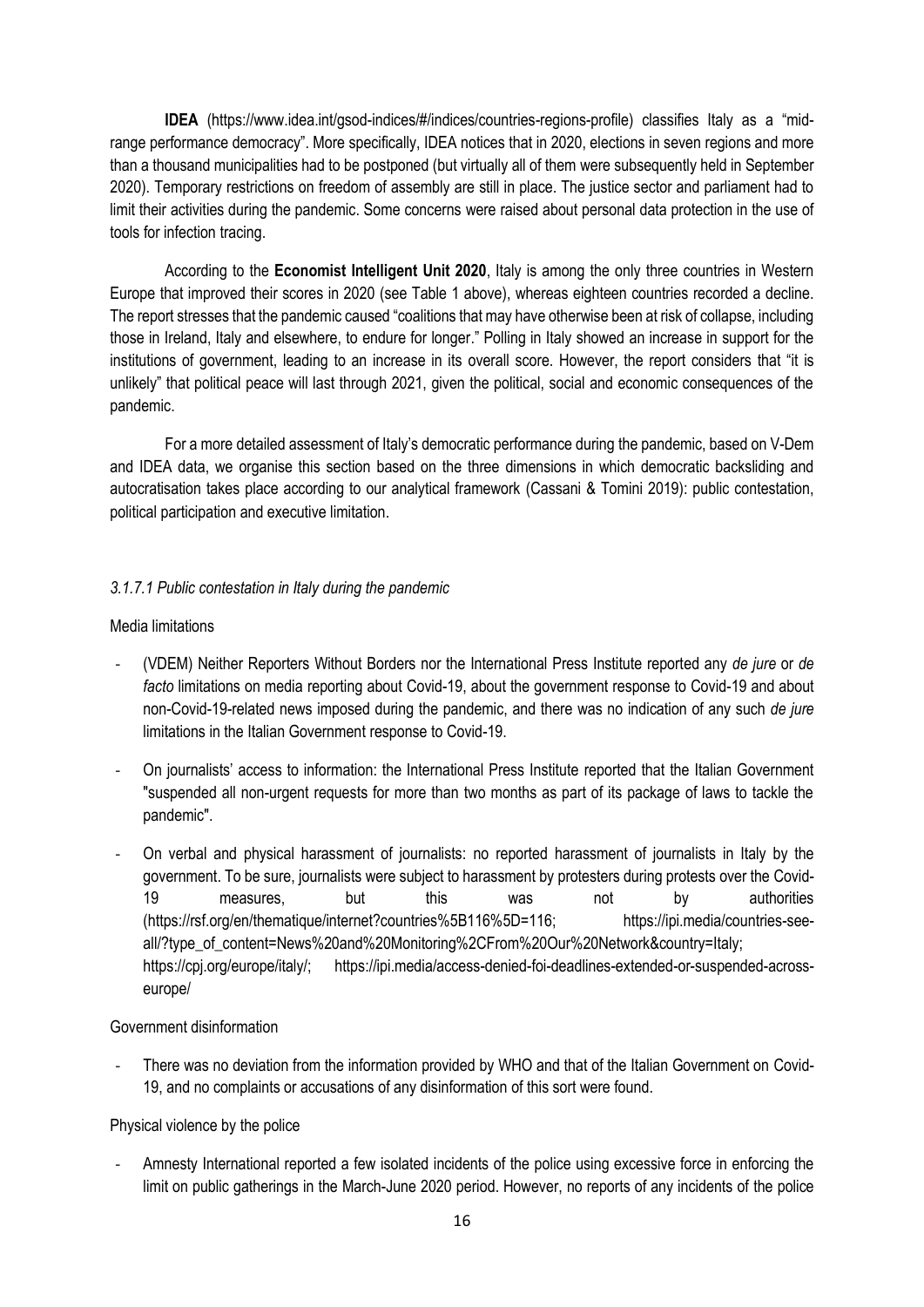**IDEA** (https://www.idea.int/gsod-indices/#/indices/countries-regions-profile) classifies Italy as a "mid-range performance democracy". More specifically, IDEA notices that in 2020, elections in seven regions and more than a thousand municipalities had to be postponed (but virtually all of them were subsequently held in September 2020). Temporary restrictions on freedom of assembly are still in place. The justice sector and parliament had to limit their activities during the pandemic. Some concerns were raised about personal data protection in the use of tools for infection tracing.

According to the **Economist Intelligent Unit 2020**, Italy is among the only three countries in Western Europe that improved their scores in 2020 (see Table 1 above), whereas eighteen countries recorded a decline. The report stresses that the pandemic caused "coalitions that may have otherwise been at risk of collapse, including those in Ireland, Italy and elsewhere, to endure for longer." Polling in Italy showed an increase in support for the institutions of government, leading to an increase in its overall score. However, the report considers that "it is unlikely" that political peace will last through 2021, given the political, social and economic consequences of the pandemic.

For a more detailed assessment of Italy's democratic performance during the pandemic, based on V-Dem and IDEA data, we organise this section based on the three dimensions in which democratic backsliding and autocratisation takes place according to our analytical framework (Cassani & Tomini 2019): public contestation, political participation and executive limitation.

#### *3.1.7.1 Public contestation in Italy during the pandemic*

Media limitations

- (VDEM) Neither Reporters Without Borders nor the International Press Institute reported any *de jure* or *de facto* limitations on media reporting about Covid-19, about the government response to Covid-19 and about non-Covid-19-related news imposed during the pandemic, and there was no indication of any such *de jure* limitations in the Italian Government response to Covid-19.
- On journalists' access to information: the International Press Institute reported that the Italian Government "suspended all non-urgent requests for more than two months as part of its package of laws to tackle the pandemic".
- On verbal and physical harassment of journalists: no reported harassment of journalists in Italy by the government. To be sure, journalists were subject to harassment by protesters during protests over the Covid-19 measures, but this was not by authorities (https://rsf.org/en/thematique/internet?countries%5B116%5D=116; https://ipi.media/countries-see-all/?type_of_content=News%20and%20Monitoring%2CFrom%20Our%20Network&country=Italy; https://cpj.org/europe/italy/; https://ipi.media/access-denied-foi-deadlines-extended-or-suspended-across-europe/

Government disinformation

- There was no deviation from the information provided by WHO and that of the Italian Government on Covid-19, and no complaints or accusations of any disinformation of this sort were found.

Physical violence by the police

- Amnesty International reported a few isolated incidents of the police using excessive force in enforcing the limit on public gatherings in the March-June 2020 period. However, no reports of any incidents of the police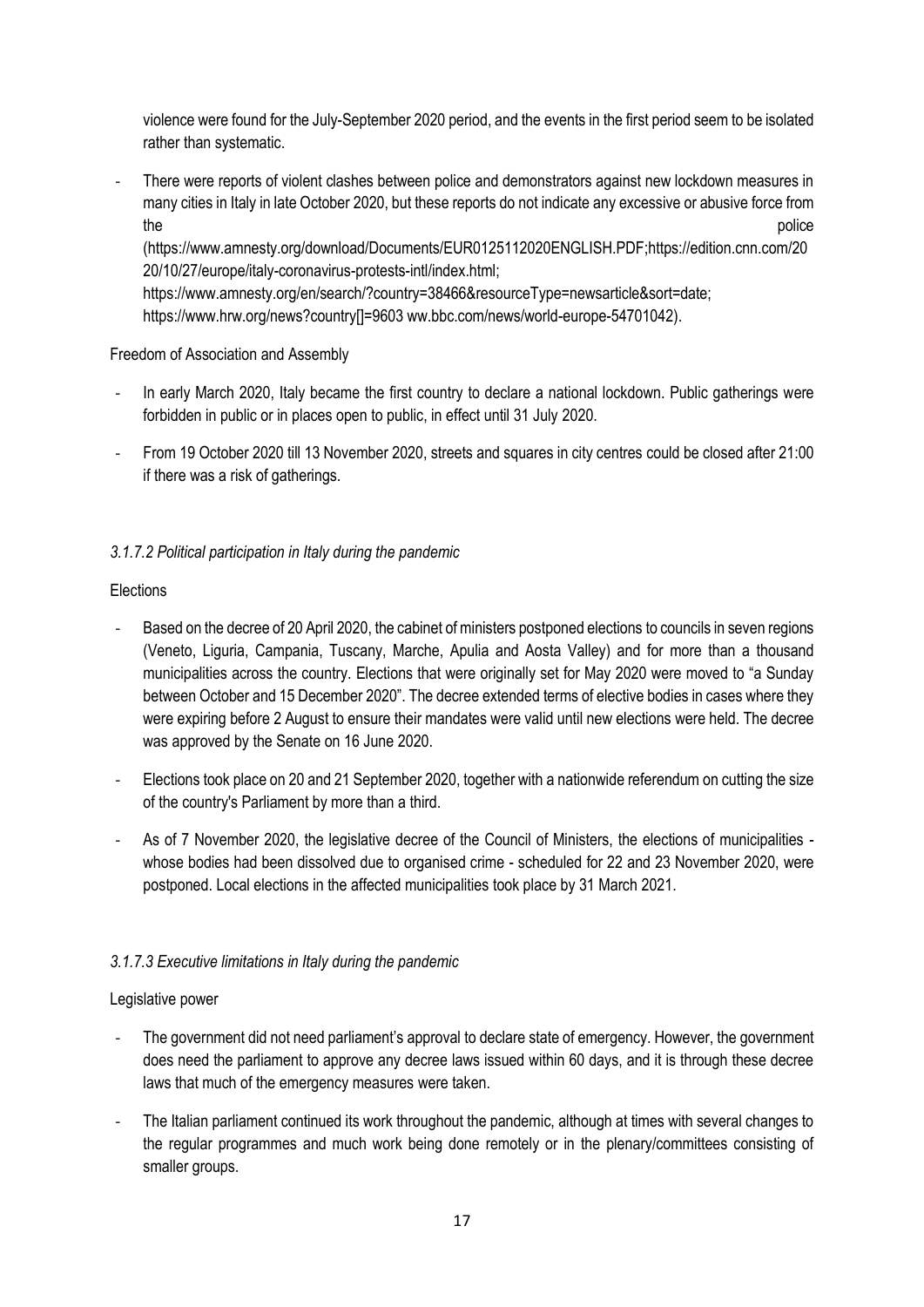violence were found for the July-September 2020 period, and the events in the first period seem to be isolated rather than systematic.

- There were reports of violent clashes between police and demonstrators against new lockdown measures in many cities in Italy in late October 2020, but these reports do not indicate any excessive or abusive force from the police (https://www.amnesty.org/download/Documents/EUR0125112020ENGLISH.PDF;https://edition.cnn.com/2020/10/27/europe/italy-coronavirus-protests-intl/index.html; https://www.amnesty.org/en/search/?country=38466&resourceType=newsarticle&sort=date; https://www.hrw.org/news?country[]=9603 ww.bbc.com/news/world-europe-54701042).

Freedom of Association and Assembly

- In early March 2020, Italy became the first country to declare a national lockdown. Public gatherings were forbidden in public or in places open to public, in effect until 31 July 2020.
- From 19 October 2020 till 13 November 2020, streets and squares in city centres could be closed after 21:00 if there was a risk of gatherings.

### *3.1.7.2 Political participation in Italy during the pandemic*

Elections

- Based on the decree of 20 April 2020, the cabinet of ministers postponed elections to councils in seven regions (Veneto, Liguria, Campania, Tuscany, Marche, Apulia and Aosta Valley) and for more than a thousand municipalities across the country. Elections that were originally set for May 2020 were moved to "a Sunday between October and 15 December 2020". The decree extended terms of elective bodies in cases where they were expiring before 2 August to ensure their mandates were valid until new elections were held. The decree was approved by the Senate on 16 June 2020.
- Elections took place on 20 and 21 September 2020, together with a nationwide referendum on cutting the size of the country's Parliament by more than a third.
- As of 7 November 2020, the legislative decree of the Council of Ministers, the elections of municipalities - whose bodies had been dissolved due to organised crime - scheduled for 22 and 23 November 2020, were postponed. Local elections in the affected municipalities took place by 31 March 2021.

### *3.1.7.3 Executive limitations in Italy during the pandemic*

Legislative power

- The government did not need parliament's approval to declare state of emergency. However, the government does need the parliament to approve any decree laws issued within 60 days, and it is through these decree laws that much of the emergency measures were taken.
- The Italian parliament continued its work throughout the pandemic, although at times with several changes to the regular programmes and much work being done remotely or in the plenary/committees consisting of smaller groups.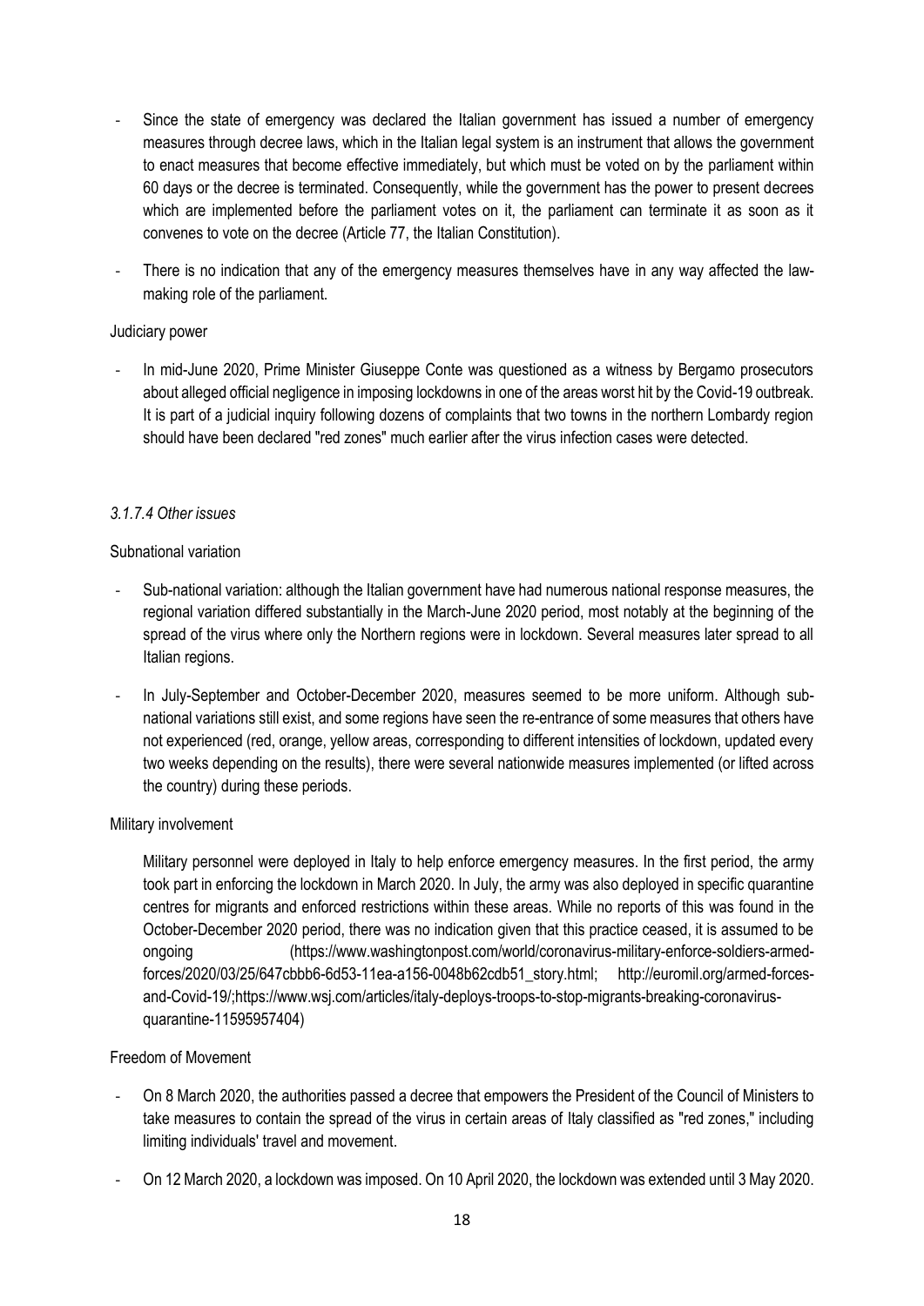- Since the state of emergency was declared the Italian government has issued a number of emergency measures through decree laws, which in the Italian legal system is an instrument that allows the government to enact measures that become effective immediately, but which must be voted on by the parliament within 60 days or the decree is terminated. Consequently, while the government has the power to present decrees which are implemented before the parliament votes on it, the parliament can terminate it as soon as it convenes to vote on the decree (Article 77, the Italian Constitution).
- There is no indication that any of the emergency measures themselves have in any way affected the law-making role of the parliament.

Judiciary power

- In mid-June 2020, Prime Minister Giuseppe Conte was questioned as a witness by Bergamo prosecutors about alleged official negligence in imposing lockdowns in one of the areas worst hit by the Covid-19 outbreak. It is part of a judicial inquiry following dozens of complaints that two towns in the northern Lombardy region should have been declared "red zones" much earlier after the virus infection cases were detected.

#### *3.1.7.4 Other issues*

Subnational variation

- Sub-national variation: although the Italian government have had numerous national response measures, the regional variation differed substantially in the March-June 2020 period, most notably at the beginning of the spread of the virus where only the Northern regions were in lockdown. Several measures later spread to all Italian regions.
- In July-September and October-December 2020, measures seemed to be more uniform. Although sub-national variations still exist, and some regions have seen the re-entrance of some measures that others have not experienced (red, orange, yellow areas, corresponding to different intensities of lockdown, updated every two weeks depending on the results), there were several nationwide measures implemented (or lifted across the country) during these periods.

Military involvement

Military personnel were deployed in Italy to help enforce emergency measures. In the first period, the army took part in enforcing the lockdown in March 2020. In July, the army was also deployed in specific quarantine centres for migrants and enforced restrictions within these areas. While no reports of this was found in the October-December 2020 period, there was no indication given that this practice ceased, it is assumed to be ongoing (https://www.washingtonpost.com/world/coronavirus-military-enforce-soldiers-armed-forces/2020/03/25/647cbbb6-6d53-11ea-a156-0048b62cdb51_story.html; http://euromil.org/armed-forces-and-Covid-19/;https://www.wsj.com/articles/italy-deploys-troops-to-stop-migrants-breaking-coronavirus-quarantine-11595957404)

Freedom of Movement

- On 8 March 2020, the authorities passed a decree that empowers the President of the Council of Ministers to take measures to contain the spread of the virus in certain areas of Italy classified as "red zones," including limiting individuals' travel and movement.
- On 12 March 2020, a lockdown was imposed. On 10 April 2020, the lockdown was extended until 3 May 2020.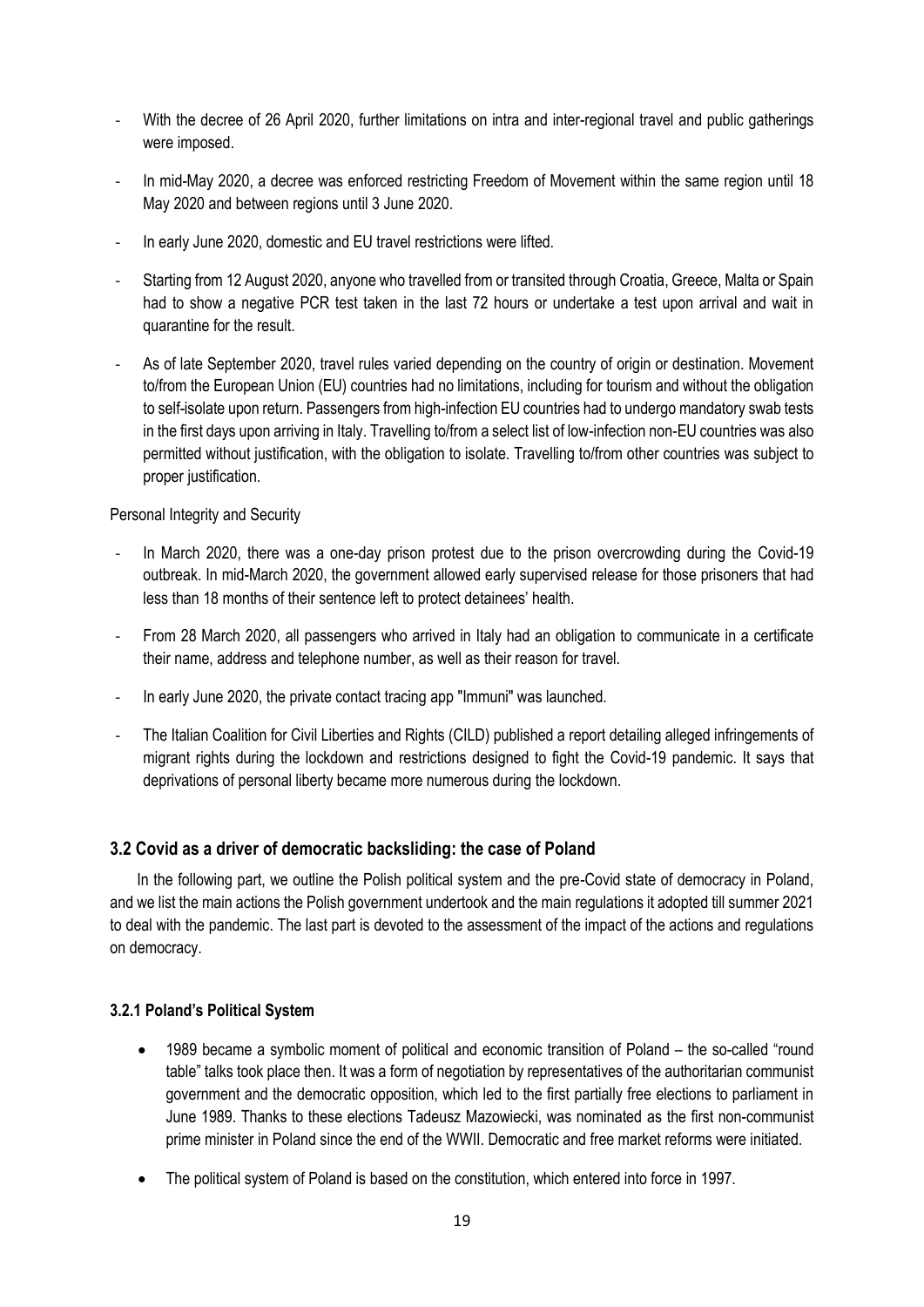- With the decree of 26 April 2020, further limitations on intra and inter-regional travel and public gatherings were imposed.
- In mid-May 2020, a decree was enforced restricting Freedom of Movement within the same region until 18 May 2020 and between regions until 3 June 2020.
- In early June 2020, domestic and EU travel restrictions were lifted.
- Starting from 12 August 2020, anyone who travelled from or transited through Croatia, Greece, Malta or Spain had to show a negative PCR test taken in the last 72 hours or undertake a test upon arrival and wait in quarantine for the result.
- As of late September 2020, travel rules varied depending on the country of origin or destination. Movement to/from the European Union (EU) countries had no limitations, including for tourism and without the obligation to self-isolate upon return. Passengers from high-infection EU countries had to undergo mandatory swab tests in the first days upon arriving in Italy. Travelling to/from a select list of low-infection non-EU countries was also permitted without justification, with the obligation to isolate. Travelling to/from other countries was subject to proper justification.

Personal Integrity and Security

- In March 2020, there was a one-day prison protest due to the prison overcrowding during the Covid-19 outbreak. In mid-March 2020, the government allowed early supervised release for those prisoners that had less than 18 months of their sentence left to protect detainees' health.
- From 28 March 2020, all passengers who arrived in Italy had an obligation to communicate in a certificate their name, address and telephone number, as well as their reason for travel.
- In early June 2020, the private contact tracing app "Immuni" was launched.
- The Italian Coalition for Civil Liberties and Rights (CILD) published a report detailing alleged infringements of migrant rights during the lockdown and restrictions designed to fight the Covid-19 pandemic. It says that deprivations of personal liberty became more numerous during the lockdown.

## 3.2 Covid as a driver of democratic backsliding: the case of Poland

In the following part, we outline the Polish political system and the pre-Covid state of democracy in Poland, and we list the main actions the Polish government undertook and the main regulations it adopted till summer 2021 to deal with the pandemic. The last part is devoted to the assessment of the impact of the actions and regulations on democracy.

### 3.2.1 Poland's Political System

- 1989 became a symbolic moment of political and economic transition of Poland – the so-called "round table" talks took place then. It was a form of negotiation by representatives of the authoritarian communist government and the democratic opposition, which led to the first partially free elections to parliament in June 1989. Thanks to these elections Tadeusz Mazowiecki, was nominated as the first non-communist prime minister in Poland since the end of the WWII. Democratic and free market reforms were initiated.
- The political system of Poland is based on the constitution, which entered into force in 1997.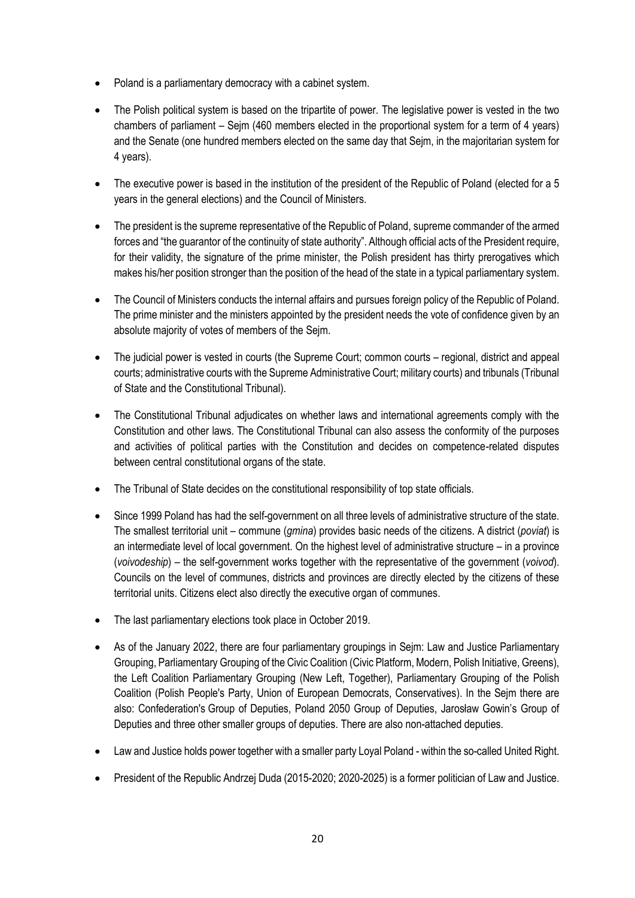- Poland is a parliamentary democracy with a cabinet system.
- The Polish political system is based on the tripartite of power. The legislative power is vested in the two chambers of parliament – Sejm (460 members elected in the proportional system for a term of 4 years) and the Senate (one hundred members elected on the same day that Sejm, in the majoritarian system for 4 years).
- The executive power is based in the institution of the president of the Republic of Poland (elected for a 5 years in the general elections) and the Council of Ministers.
- The president is the supreme representative of the Republic of Poland, supreme commander of the armed forces and "the guarantor of the continuity of state authority". Although official acts of the President require, for their validity, the signature of the prime minister, the Polish president has thirty prerogatives which makes his/her position stronger than the position of the head of the state in a typical parliamentary system.
- The Council of Ministers conducts the internal affairs and pursues foreign policy of the Republic of Poland. The prime minister and the ministers appointed by the president needs the vote of confidence given by an absolute majority of votes of members of the Sejm.
- The judicial power is vested in courts (the Supreme Court; common courts – regional, district and appeal courts; administrative courts with the Supreme Administrative Court; military courts) and tribunals (Tribunal of State and the Constitutional Tribunal).
- The Constitutional Tribunal adjudicates on whether laws and international agreements comply with the Constitution and other laws. The Constitutional Tribunal can also assess the conformity of the purposes and activities of political parties with the Constitution and decides on competence-related disputes between central constitutional organs of the state.
- The Tribunal of State decides on the constitutional responsibility of top state officials.
- Since 1999 Poland has had the self-government on all three levels of administrative structure of the state. The smallest territorial unit – commune (*gmina*) provides basic needs of the citizens. A district (*poviat*) is an intermediate level of local government. On the highest level of administrative structure – in a province (*voivodeship*) – the self-government works together with the representative of the government (*voivod*). Councils on the level of communes, districts and provinces are directly elected by the citizens of these territorial units. Citizens elect also directly the executive organ of communes.
- The last parliamentary elections took place in October 2019.
- As of the January 2022, there are four parliamentary groupings in Sejm: Law and Justice Parliamentary Grouping, Parliamentary Grouping of the Civic Coalition (Civic Platform, Modern, Polish Initiative, Greens), the Left Coalition Parliamentary Grouping (New Left, Together), Parliamentary Grouping of the Polish Coalition (Polish People's Party, Union of European Democrats, Conservatives). In the Sejm there are also: Confederation's Group of Deputies, Poland 2050 Group of Deputies, Jarosław Gowin's Group of Deputies and three other smaller groups of deputies. There are also non-attached deputies.
- Law and Justice holds power together with a smaller party Loyal Poland - within the so-called United Right.
- President of the Republic Andrzej Duda (2015-2020; 2020-2025) is a former politician of Law and Justice.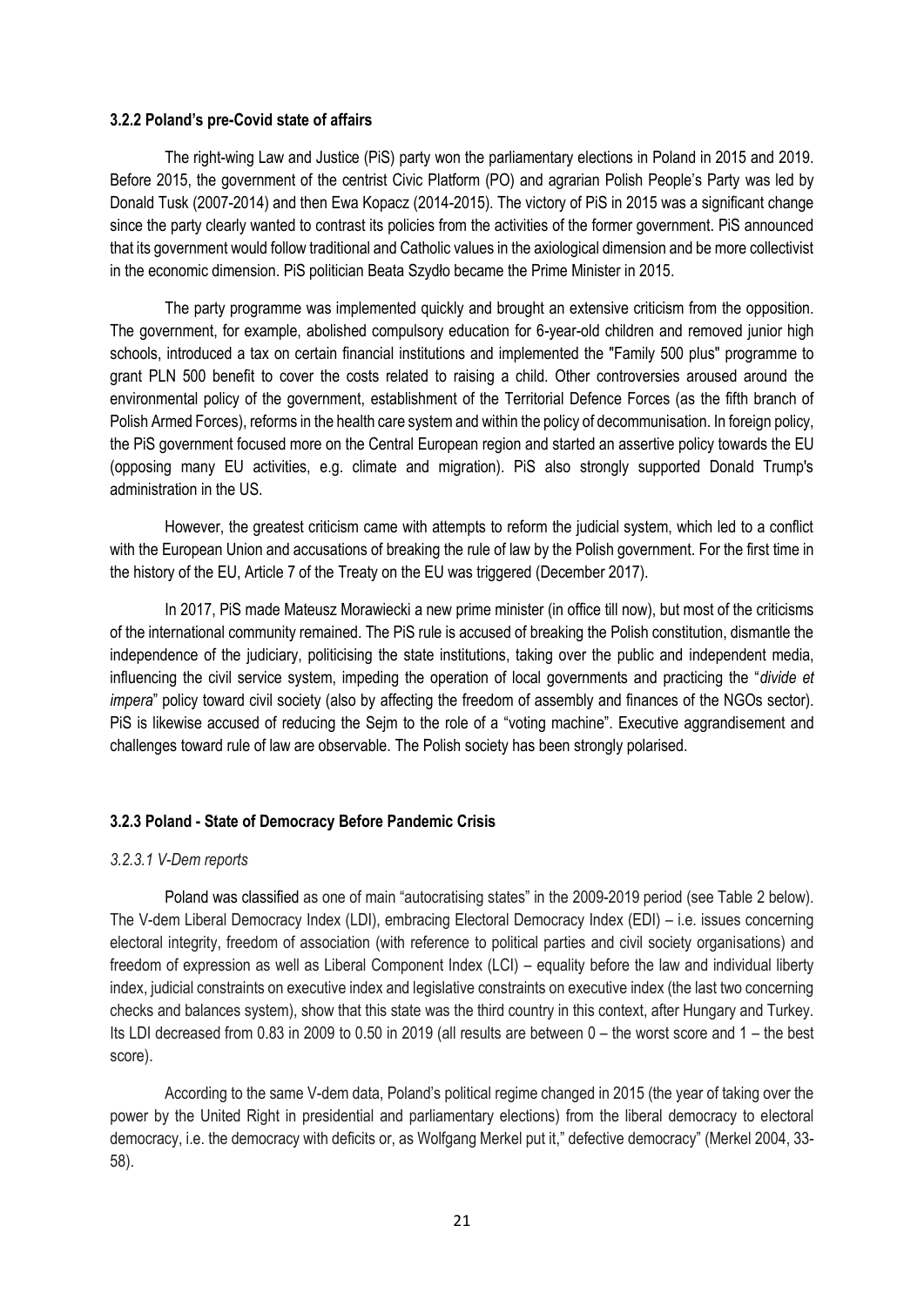### 3.2.2 Poland's pre-Covid state of affairs

The right-wing Law and Justice (PiS) party won the parliamentary elections in Poland in 2015 and 2019. Before 2015, the government of the centrist Civic Platform (PO) and agrarian Polish People's Party was led by Donald Tusk (2007-2014) and then Ewa Kopacz (2014-2015). The victory of PiS in 2015 was a significant change since the party clearly wanted to contrast its policies from the activities of the former government. PiS announced that its government would follow traditional and Catholic values in the axiological dimension and be more collectivist in the economic dimension. PiS politician Beata Szydło became the Prime Minister in 2015.

The party programme was implemented quickly and brought an extensive criticism from the opposition. The government, for example, abolished compulsory education for 6-year-old children and removed junior high schools, introduced a tax on certain financial institutions and implemented the "Family 500 plus" programme to grant PLN 500 benefit to cover the costs related to raising a child. Other controversies aroused around the environmental policy of the government, establishment of the Territorial Defence Forces (as the fifth branch of Polish Armed Forces), reforms in the health care system and within the policy of decommunisation. In foreign policy, the PiS government focused more on the Central European region and started an assertive policy towards the EU (opposing many EU activities, e.g. climate and migration). PiS also strongly supported Donald Trump's administration in the US.

However, the greatest criticism came with attempts to reform the judicial system, which led to a conflict with the European Union and accusations of breaking the rule of law by the Polish government. For the first time in the history of the EU, Article 7 of the Treaty on the EU was triggered (December 2017).

In 2017, PiS made Mateusz Morawiecki a new prime minister (in office till now), but most of the criticisms of the international community remained. The PiS rule is accused of breaking the Polish constitution, dismantle the independence of the judiciary, politicising the state institutions, taking over the public and independent media, influencing the civil service system, impeding the operation of local governments and practicing the "*divide et impera*" policy toward civil society (also by affecting the freedom of assembly and finances of the NGOs sector). PiS is likewise accused of reducing the Sejm to the role of a "voting machine". Executive aggrandisement and challenges toward rule of law are observable. The Polish society has been strongly polarised.

### 3.2.3 Poland - State of Democracy Before Pandemic Crisis

#### *3.2.3.1 V-Dem reports*

Poland was classified as one of main "autocratising states" in the 2009-2019 period (see Table 2 below). The V-dem Liberal Democracy Index (LDI), embracing Electoral Democracy Index (EDI) – i.e. issues concerning electoral integrity, freedom of association (with reference to political parties and civil society organisations) and freedom of expression as well as Liberal Component Index (LCI) – equality before the law and individual liberty index, judicial constraints on executive index and legislative constraints on executive index (the last two concerning checks and balances system), show that this state was the third country in this context, after Hungary and Turkey. Its LDI decreased from 0.83 in 2009 to 0.50 in 2019 (all results are between 0 – the worst score and 1 – the best score).

According to the same V-dem data, Poland's political regime changed in 2015 (the year of taking over the power by the United Right in presidential and parliamentary elections) from the liberal democracy to electoral democracy, i.e. the democracy with deficits or, as Wolfgang Merkel put it," defective democracy" (Merkel 2004, 33-58).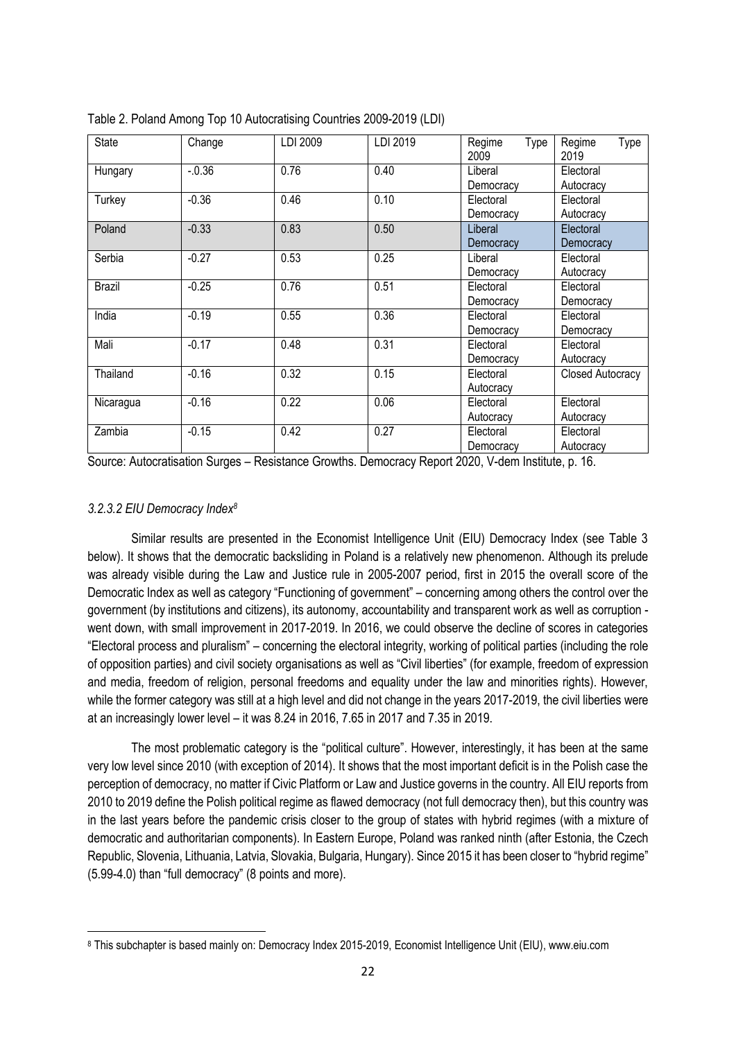Table 2. Poland Among Top 10 Autocratising Countries 2009-2019 (LDI)

| State | Change | LDI 2009 | LDI 2019 | Regime Type 2009 | Regime Type 2019 |
|---|---|---|---|---|---|
| Hungary | -.0.36 | 0.76 | 0.40 | Liberal Democracy | Electoral Autocracy |
| Turkey | -0.36 | 0.46 | 0.10 | Electoral Democracy | Electoral Autocracy |
| Poland | -0.33 | 0.83 | 0.50 | Liberal Democracy | Electoral Democracy |
| Serbia | -0.27 | 0.53 | 0.25 | Liberal Democracy | Electoral Autocracy |
| Brazil | -0.25 | 0.76 | 0.51 | Electoral Democracy | Electoral Democracy |
| India | -0.19 | 0.55 | 0.36 | Electoral Democracy | Electoral Democracy |
| Mali | -0.17 | 0.48 | 0.31 | Electoral Democracy | Electoral Autocracy |
| Thailand | -0.16 | 0.32 | 0.15 | Electoral Autocracy | Closed Autocracy |
| Nicaragua | -0.16 | 0.22 | 0.06 | Electoral Autocracy | Electoral Autocracy |
| Zambia | -0.15 | 0.42 | 0.27 | Electoral Democracy | Electoral Autocracy |

Source: Autocratisation Surges – Resistance Growths. Democracy Report 2020, V-dem Institute, p. 16.

#### *3.2.3.2 EIU Democracy Index*[8]

Similar results are presented in the Economist Intelligence Unit (EIU) Democracy Index (see Table 3 below). It shows that the democratic backsliding in Poland is a relatively new phenomenon. Although its prelude was already visible during the Law and Justice rule in 2005-2007 period, first in 2015 the overall score of the Democratic Index as well as category "Functioning of government" – concerning among others the control over the government (by institutions and citizens), its autonomy, accountability and transparent work as well as corruption - went down, with small improvement in 2017-2019. In 2016, we could observe the decline of scores in categories "Electoral process and pluralism" – concerning the electoral integrity, working of political parties (including the role of opposition parties) and civil society organisations as well as "Civil liberties" (for example, freedom of expression and media, freedom of religion, personal freedoms and equality under the law and minorities rights). However, while the former category was still at a high level and did not change in the years 2017-2019, the civil liberties were at an increasingly lower level – it was 8.24 in 2016, 7.65 in 2017 and 7.35 in 2019.

The most problematic category is the "political culture". However, interestingly, it has been at the same very low level since 2010 (with exception of 2014). It shows that the most important deficit is in the Polish case the perception of democracy, no matter if Civic Platform or Law and Justice governs in the country. All EIU reports from 2010 to 2019 define the Polish political regime as flawed democracy (not full democracy then), but this country was in the last years before the pandemic crisis closer to the group of states with hybrid regimes (with a mixture of democratic and authoritarian components). In Eastern Europe, Poland was ranked ninth (after Estonia, the Czech Republic, Slovenia, Lithuania, Latvia, Slovakia, Bulgaria, Hungary). Since 2015 it has been closer to "hybrid regime" (5.99-4.0) than "full democracy" (8 points and more).

[8] This subchapter is based mainly on: Democracy Index 2015-2019, Economist Intelligence Unit (EIU), www.eiu.com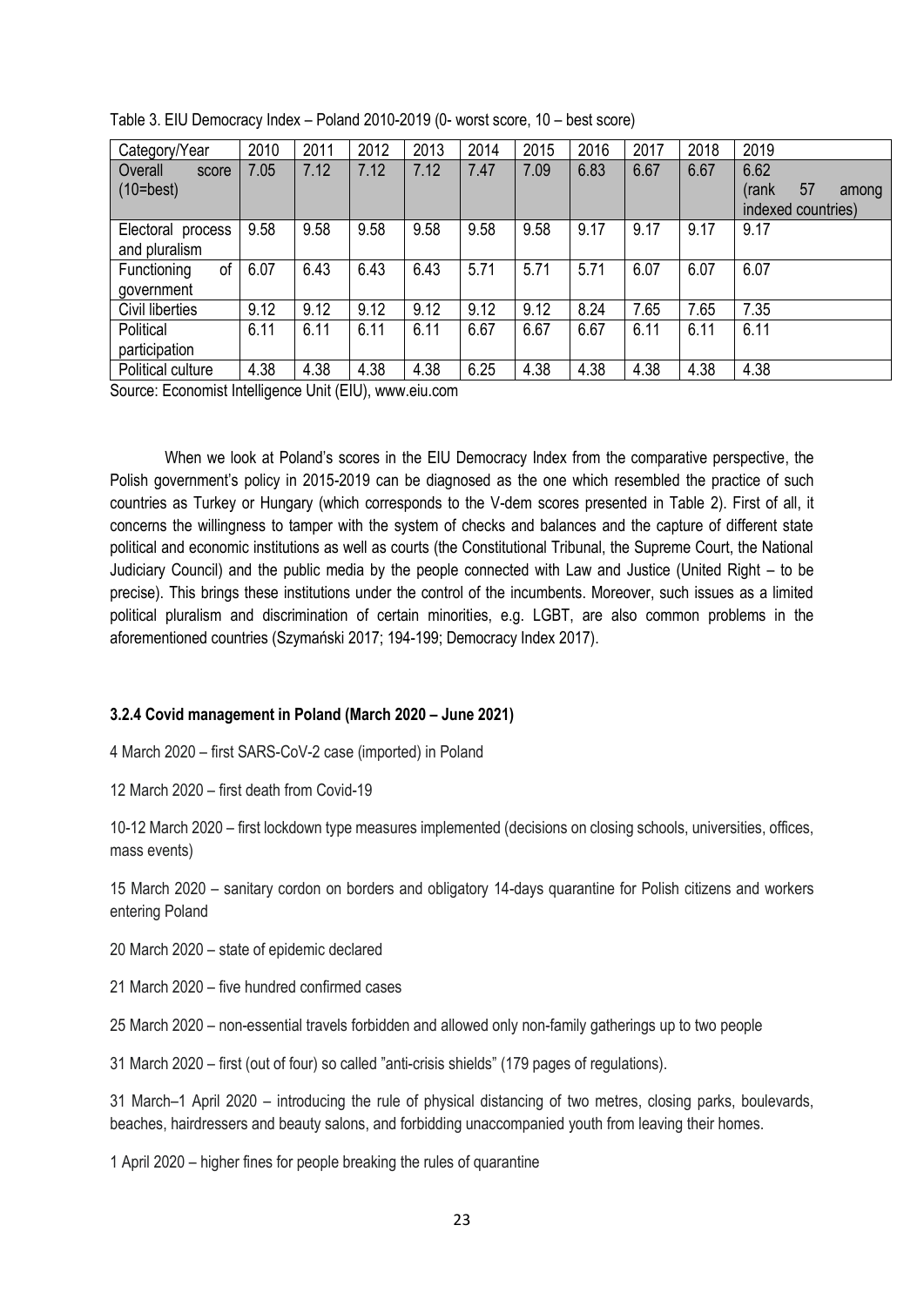Table 3. EIU Democracy Index – Poland 2010-2019 (0- worst score, 10 – best score)

| Category/Year | 2010 | 2011 | 2012 | 2013 | 2014 | 2015 | 2016 | 2017 | 2018 | 2019 |
|---|---|---|---|---|---|---|---|---|---|---|
| Overall score (10=best) | 7.05 | 7.12 | 7.12 | 7.12 | 7.47 | 7.09 | 6.83 | 6.67 | 6.67 | 6.62 (rank 57 among indexed countries) |
| Electoral process and pluralism | 9.58 | 9.58 | 9.58 | 9.58 | 9.58 | 9.58 | 9.17 | 9.17 | 9.17 | 9.17 |
| Functioning of government | 6.07 | 6.43 | 6.43 | 6.43 | 5.71 | 5.71 | 5.71 | 6.07 | 6.07 | 6.07 |
| Civil liberties | 9.12 | 9.12 | 9.12 | 9.12 | 9.12 | 9.12 | 8.24 | 7.65 | 7.65 | 7.35 |
| Political participation | 6.11 | 6.11 | 6.11 | 6.11 | 6.67 | 6.67 | 6.67 | 6.11 | 6.11 | 6.11 |
| Political culture | 4.38 | 4.38 | 4.38 | 4.38 | 6.25 | 4.38 | 4.38 | 4.38 | 4.38 | 4.38 |

Source: Economist Intelligence Unit (EIU), www.eiu.com

When we look at Poland's scores in the EIU Democracy Index from the comparative perspective, the Polish government's policy in 2015-2019 can be diagnosed as the one which resembled the practice of such countries as Turkey or Hungary (which corresponds to the V-dem scores presented in Table 2). First of all, it concerns the willingness to tamper with the system of checks and balances and the capture of different state political and economic institutions as well as courts (the Constitutional Tribunal, the Supreme Court, the National Judiciary Council) and the public media by the people connected with Law and Justice (United Right – to be precise). This brings these institutions under the control of the incumbents. Moreover, such issues as a limited political pluralism and discrimination of certain minorities, e.g. LGBT, are also common problems in the aforementioned countries (Szymański 2017; 194-199; Democracy Index 2017).

#### 3.2.4 Covid management in Poland (March 2020 – June 2021)

4 March 2020 – first SARS-CoV-2 case (imported) in Poland

12 March 2020 – first death from Covid-19

10-12 March 2020 – first lockdown type measures implemented (decisions on closing schools, universities, offices, mass events)

15 March 2020 – sanitary cordon on borders and obligatory 14-days quarantine for Polish citizens and workers entering Poland

20 March 2020 – state of epidemic declared

21 March 2020 – five hundred confirmed cases

25 March 2020 – non-essential travels forbidden and allowed only non-family gatherings up to two people

31 March 2020 – first (out of four) so called "anti-crisis shields" (179 pages of regulations).

31 March–1 April 2020 – introducing the rule of physical distancing of two metres, closing parks, boulevards, beaches, hairdressers and beauty salons, and forbidding unaccompanied youth from leaving their homes.

1 April 2020 – higher fines for people breaking the rules of quarantine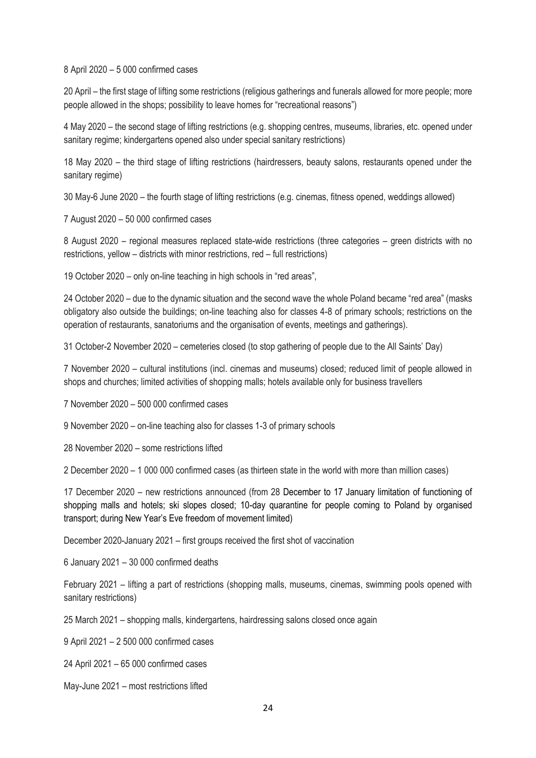8 April 2020 – 5 000 confirmed cases

20 April – the first stage of lifting some restrictions (religious gatherings and funerals allowed for more people; more people allowed in the shops; possibility to leave homes for "recreational reasons")

4 May 2020 – the second stage of lifting restrictions (e.g. shopping centres, museums, libraries, etc. opened under sanitary regime; kindergartens opened also under special sanitary restrictions)

18 May 2020 – the third stage of lifting restrictions (hairdressers, beauty salons, restaurants opened under the sanitary regime)

30 May-6 June 2020 – the fourth stage of lifting restrictions (e.g. cinemas, fitness opened, weddings allowed)

7 August 2020 – 50 000 confirmed cases

8 August 2020 – regional measures replaced state-wide restrictions (three categories – green districts with no restrictions, yellow – districts with minor restrictions, red – full restrictions)

19 October 2020 – only on-line teaching in high schools in "red areas",

24 October 2020 – due to the dynamic situation and the second wave the whole Poland became "red area" (masks obligatory also outside the buildings; on-line teaching also for classes 4-8 of primary schools; restrictions on the operation of restaurants, sanatoriums and the organisation of events, meetings and gatherings).

31 October-2 November 2020 – cemeteries closed (to stop gathering of people due to the All Saints' Day)

7 November 2020 – cultural institutions (incl. cinemas and museums) closed; reduced limit of people allowed in shops and churches; limited activities of shopping malls; hotels available only for business travellers

7 November 2020 – 500 000 confirmed cases

9 November 2020 – on-line teaching also for classes 1-3 of primary schools

28 November 2020 – some restrictions lifted

2 December 2020 – 1 000 000 confirmed cases (as thirteen state in the world with more than million cases)

17 December 2020 – new restrictions announced (from 28 December to 17 January limitation of functioning of shopping malls and hotels; ski slopes closed; 10-day quarantine for people coming to Poland by organised transport; during New Year's Eve freedom of movement limited)

December 2020-January 2021 – first groups received the first shot of vaccination

6 January 2021 – 30 000 confirmed deaths

February 2021 – lifting a part of restrictions (shopping malls, museums, cinemas, swimming pools opened with sanitary restrictions)

25 March 2021 – shopping malls, kindergartens, hairdressing salons closed once again

9 April 2021 – 2 500 000 confirmed cases

24 April 2021 – 65 000 confirmed cases

May-June 2021 – most restrictions lifted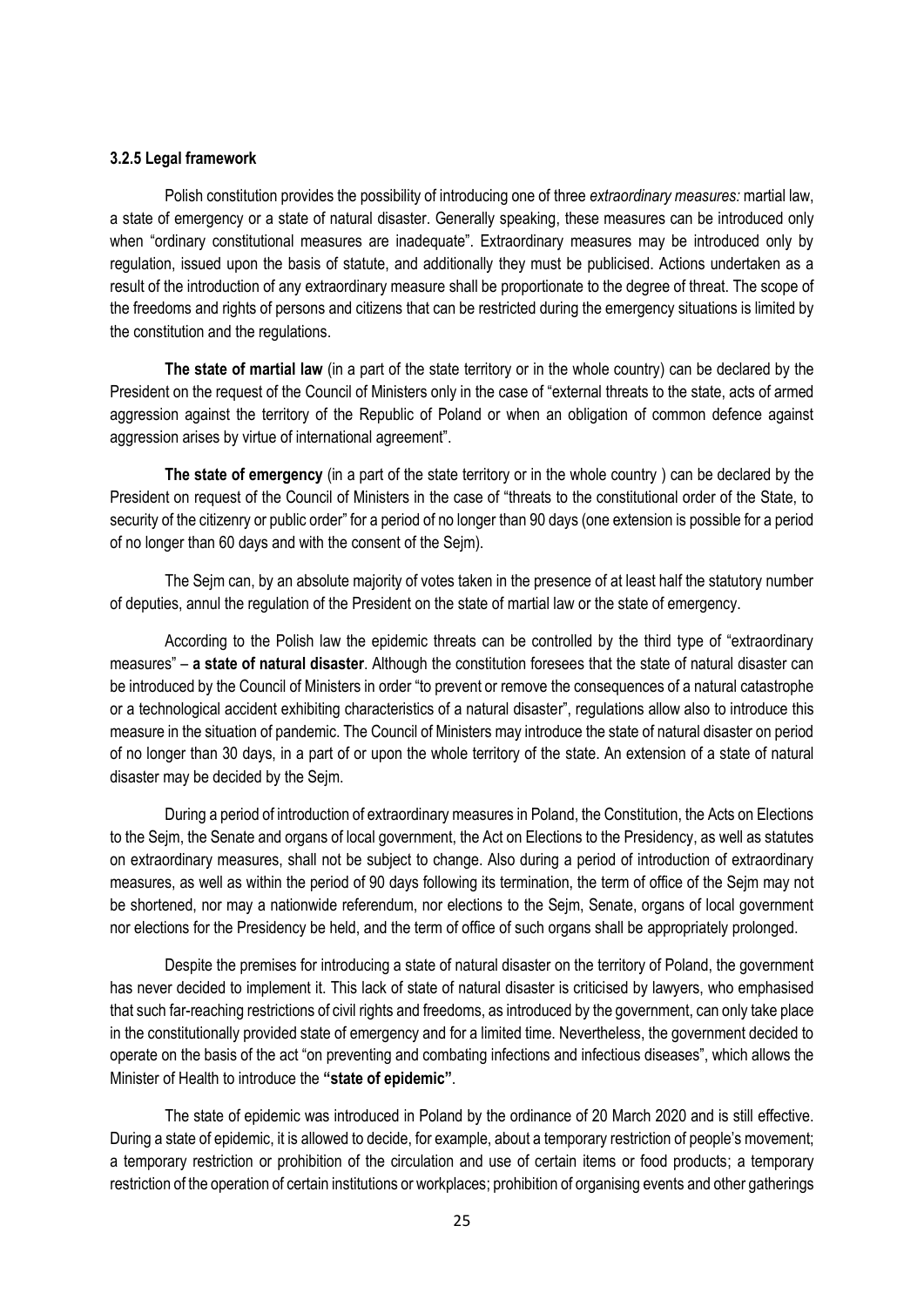### 3.2.5 Legal framework

Polish constitution provides the possibility of introducing one of three *extraordinary measures:* martial law, a state of emergency or a state of natural disaster. Generally speaking, these measures can be introduced only when "ordinary constitutional measures are inadequate". Extraordinary measures may be introduced only by regulation, issued upon the basis of statute, and additionally they must be publicised. Actions undertaken as a result of the introduction of any extraordinary measure shall be proportionate to the degree of threat. The scope of the freedoms and rights of persons and citizens that can be restricted during the emergency situations is limited by the constitution and the regulations.

**The state of martial law** (in a part of the state territory or in the whole country) can be declared by the President on the request of the Council of Ministers only in the case of "external threats to the state, acts of armed aggression against the territory of the Republic of Poland or when an obligation of common defence against aggression arises by virtue of international agreement".

**The state of emergency** (in a part of the state territory or in the whole country ) can be declared by the President on request of the Council of Ministers in the case of "threats to the constitutional order of the State, to security of the citizenry or public order" for a period of no longer than 90 days (one extension is possible for a period of no longer than 60 days and with the consent of the Sejm).

The Sejm can, by an absolute majority of votes taken in the presence of at least half the statutory number of deputies, annul the regulation of the President on the state of martial law or the state of emergency.

According to the Polish law the epidemic threats can be controlled by the third type of "extraordinary measures" – **a state of natural disaster**. Although the constitution foresees that the state of natural disaster can be introduced by the Council of Ministers in order "to prevent or remove the consequences of a natural catastrophe or a technological accident exhibiting characteristics of a natural disaster", regulations allow also to introduce this measure in the situation of pandemic. The Council of Ministers may introduce the state of natural disaster on period of no longer than 30 days, in a part of or upon the whole territory of the state. An extension of a state of natural disaster may be decided by the Sejm.

During a period of introduction of extraordinary measures in Poland, the Constitution, the Acts on Elections to the Sejm, the Senate and organs of local government, the Act on Elections to the Presidency, as well as statutes on extraordinary measures, shall not be subject to change. Also during a period of introduction of extraordinary measures, as well as within the period of 90 days following its termination, the term of office of the Sejm may not be shortened, nor may a nationwide referendum, nor elections to the Sejm, Senate, organs of local government nor elections for the Presidency be held, and the term of office of such organs shall be appropriately prolonged.

Despite the premises for introducing a state of natural disaster on the territory of Poland, the government has never decided to implement it. This lack of state of natural disaster is criticised by lawyers, who emphasised that such far-reaching restrictions of civil rights and freedoms, as introduced by the government, can only take place in the constitutionally provided state of emergency and for a limited time. Nevertheless, the government decided to operate on the basis of the act "on preventing and combating infections and infectious diseases", which allows the Minister of Health to introduce the **"state of epidemic"**.

The state of epidemic was introduced in Poland by the ordinance of 20 March 2020 and is still effective. During a state of epidemic, it is allowed to decide, for example, about a temporary restriction of people's movement; a temporary restriction or prohibition of the circulation and use of certain items or food products; a temporary restriction of the operation of certain institutions or workplaces; prohibition of organising events and other gatherings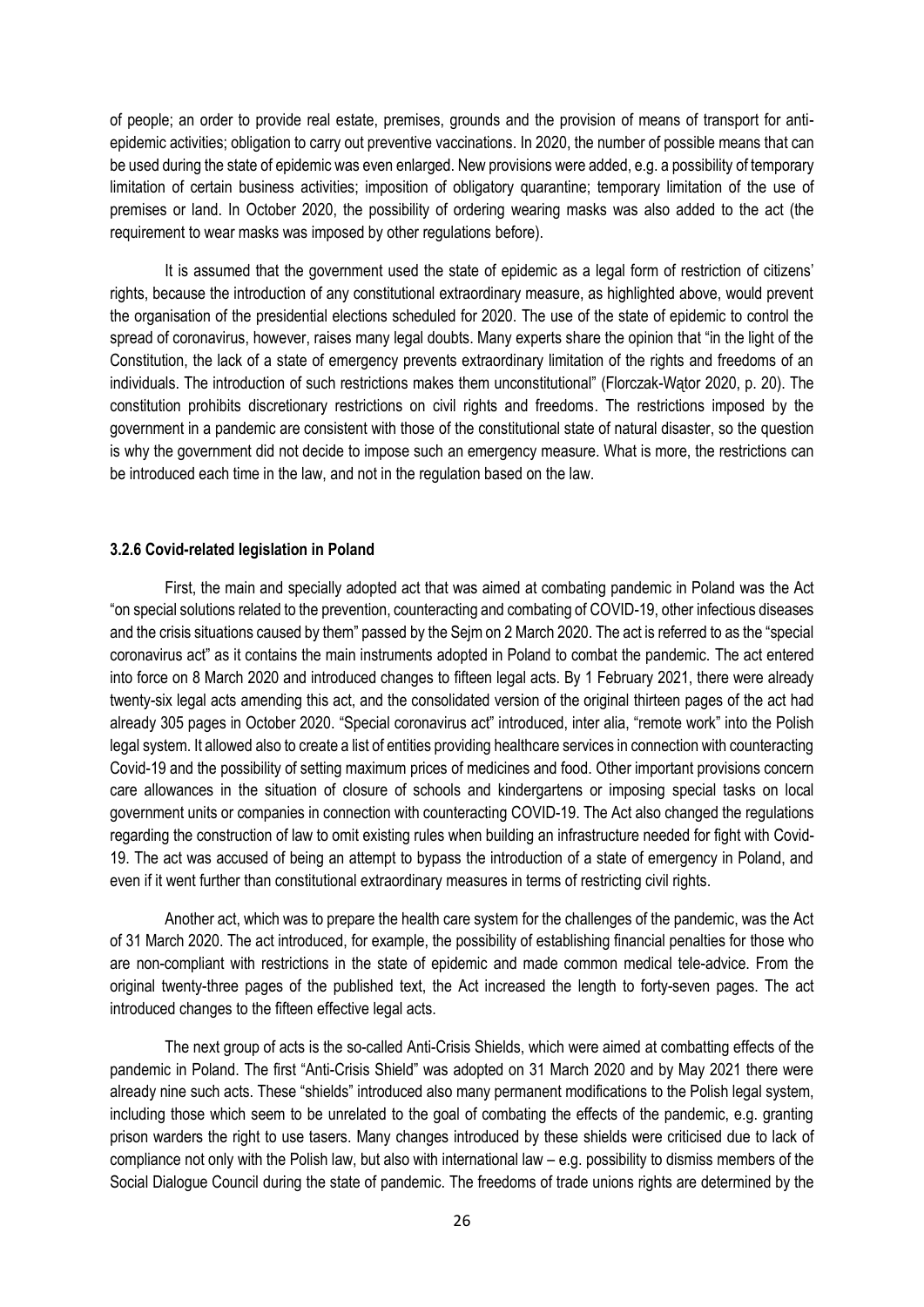of people; an order to provide real estate, premises, grounds and the provision of means of transport for anti-epidemic activities; obligation to carry out preventive vaccinations. In 2020, the number of possible means that can be used during the state of epidemic was even enlarged. New provisions were added, e.g. a possibility of temporary limitation of certain business activities; imposition of obligatory quarantine; temporary limitation of the use of premises or land. In October 2020, the possibility of ordering wearing masks was also added to the act (the requirement to wear masks was imposed by other regulations before).

It is assumed that the government used the state of epidemic as a legal form of restriction of citizens' rights, because the introduction of any constitutional extraordinary measure, as highlighted above, would prevent the organisation of the presidential elections scheduled for 2020. The use of the state of epidemic to control the spread of coronavirus, however, raises many legal doubts. Many experts share the opinion that "in the light of the Constitution, the lack of a state of emergency prevents extraordinary limitation of the rights and freedoms of an individuals. The introduction of such restrictions makes them unconstitutional" (Florczak-Wątor 2020, p. 20). The constitution prohibits discretionary restrictions on civil rights and freedoms. The restrictions imposed by the government in a pandemic are consistent with those of the constitutional state of natural disaster, so the question is why the government did not decide to impose such an emergency measure. What is more, the restrictions can be introduced each time in the law, and not in the regulation based on the law.

### 3.2.6 Covid-related legislation in Poland

First, the main and specially adopted act that was aimed at combating pandemic in Poland was the Act "on special solutions related to the prevention, counteracting and combating of COVID-19, other infectious diseases and the crisis situations caused by them" passed by the Sejm on 2 March 2020. The act is referred to as the "special coronavirus act" as it contains the main instruments adopted in Poland to combat the pandemic. The act entered into force on 8 March 2020 and introduced changes to fifteen legal acts. By 1 February 2021, there were already twenty-six legal acts amending this act, and the consolidated version of the original thirteen pages of the act had already 305 pages in October 2020. "Special coronavirus act" introduced, inter alia, "remote work" into the Polish legal system. It allowed also to create a list of entities providing healthcare services in connection with counteracting Covid-19 and the possibility of setting maximum prices of medicines and food. Other important provisions concern care allowances in the situation of closure of schools and kindergartens or imposing special tasks on local government units or companies in connection with counteracting COVID-19. The Act also changed the regulations regarding the construction of law to omit existing rules when building an infrastructure needed for fight with Covid-19. The act was accused of being an attempt to bypass the introduction of a state of emergency in Poland, and even if it went further than constitutional extraordinary measures in terms of restricting civil rights.

Another act, which was to prepare the health care system for the challenges of the pandemic, was the Act of 31 March 2020. The act introduced, for example, the possibility of establishing financial penalties for those who are non-compliant with restrictions in the state of epidemic and made common medical tele-advice. From the original twenty-three pages of the published text, the Act increased the length to forty-seven pages. The act introduced changes to the fifteen effective legal acts.

The next group of acts is the so-called Anti-Crisis Shields, which were aimed at combatting effects of the pandemic in Poland. The first "Anti-Crisis Shield" was adopted on 31 March 2020 and by May 2021 there were already nine such acts. These "shields" introduced also many permanent modifications to the Polish legal system, including those which seem to be unrelated to the goal of combating the effects of the pandemic, e.g. granting prison warders the right to use tasers. Many changes introduced by these shields were criticised due to lack of compliance not only with the Polish law, but also with international law – e.g. possibility to dismiss members of the Social Dialogue Council during the state of pandemic. The freedoms of trade unions rights are determined by the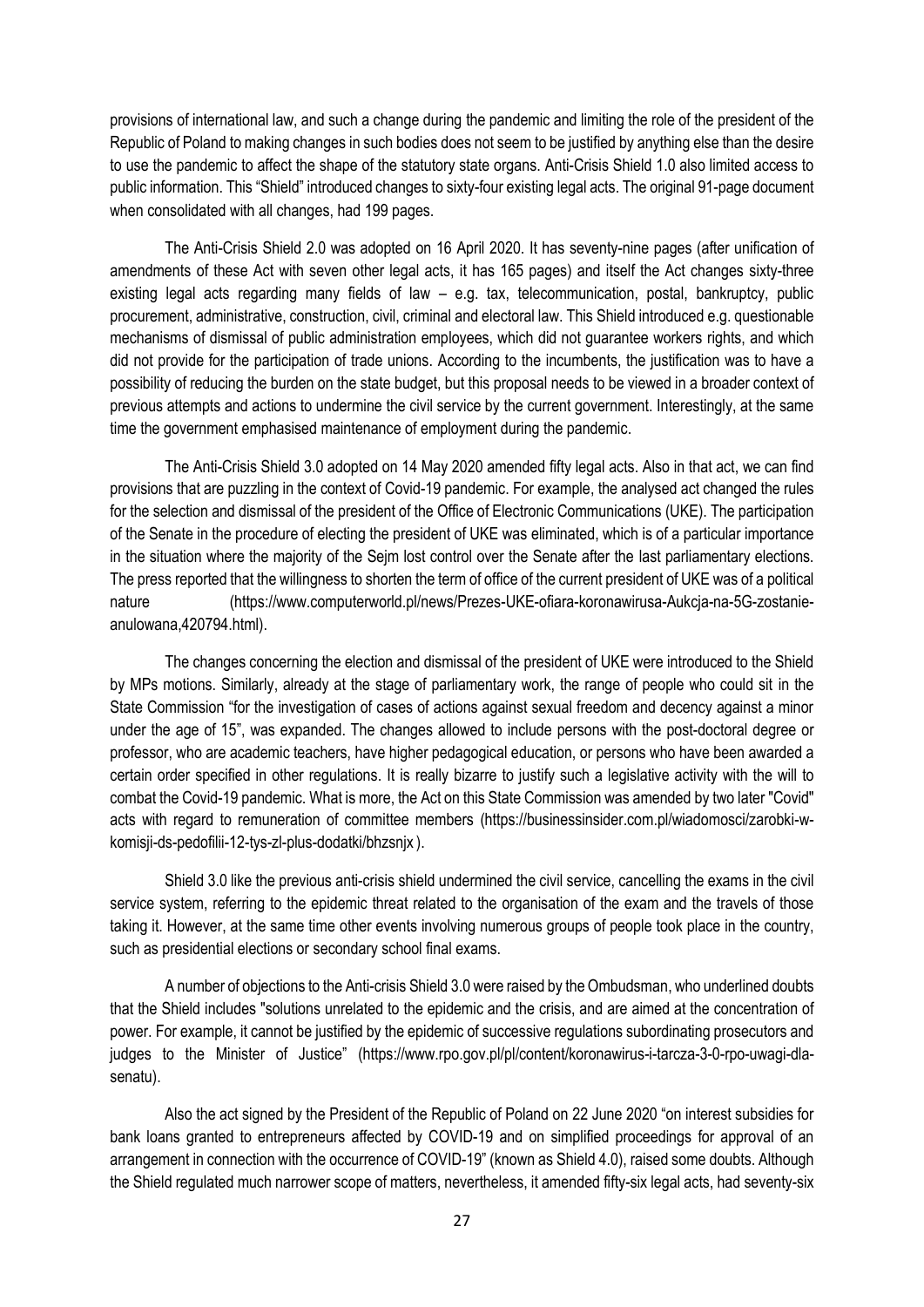provisions of international law, and such a change during the pandemic and limiting the role of the president of the Republic of Poland to making changes in such bodies does not seem to be justified by anything else than the desire to use the pandemic to affect the shape of the statutory state organs. Anti-Crisis Shield 1.0 also limited access to public information. This "Shield" introduced changes to sixty-four existing legal acts. The original 91-page document when consolidated with all changes, had 199 pages.

The Anti-Crisis Shield 2.0 was adopted on 16 April 2020. It has seventy-nine pages (after unification of amendments of these Act with seven other legal acts, it has 165 pages) and itself the Act changes sixty-three existing legal acts regarding many fields of law – e.g. tax, telecommunication, postal, bankruptcy, public procurement, administrative, construction, civil, criminal and electoral law. This Shield introduced e.g. questionable mechanisms of dismissal of public administration employees, which did not guarantee workers rights, and which did not provide for the participation of trade unions. According to the incumbents, the justification was to have a possibility of reducing the burden on the state budget, but this proposal needs to be viewed in a broader context of previous attempts and actions to undermine the civil service by the current government. Interestingly, at the same time the government emphasised maintenance of employment during the pandemic.

The Anti-Crisis Shield 3.0 adopted on 14 May 2020 amended fifty legal acts. Also in that act, we can find provisions that are puzzling in the context of Covid-19 pandemic. For example, the analysed act changed the rules for the selection and dismissal of the president of the Office of Electronic Communications (UKE). The participation of the Senate in the procedure of electing the president of UKE was eliminated, which is of a particular importance in the situation where the majority of the Sejm lost control over the Senate after the last parliamentary elections. The press reported that the willingness to shorten the term of office of the current president of UKE was of a political nature (https://www.computerworld.pl/news/Prezes-UKE-ofiara-koronawirusa-Aukcja-na-5G-zostanie-anulowana,420794.html).

The changes concerning the election and dismissal of the president of UKE were introduced to the Shield by MPs motions. Similarly, already at the stage of parliamentary work, the range of people who could sit in the State Commission "for the investigation of cases of actions against sexual freedom and decency against a minor under the age of 15", was expanded. The changes allowed to include persons with the post-doctoral degree or professor, who are academic teachers, have higher pedagogical education, or persons who have been awarded a certain order specified in other regulations. It is really bizarre to justify such a legislative activity with the will to combat the Covid-19 pandemic. What is more, the Act on this State Commission was amended by two later "Covid" acts with regard to remuneration of committee members (https://businessinsider.com.pl/wiadomosci/zarobki-w-komisji-ds-pedofilii-12-tys-zl-plus-dodatki/bhzsnjx ).

Shield 3.0 like the previous anti-crisis shield undermined the civil service, cancelling the exams in the civil service system, referring to the epidemic threat related to the organisation of the exam and the travels of those taking it. However, at the same time other events involving numerous groups of people took place in the country, such as presidential elections or secondary school final exams.

A number of objections to the Anti-crisis Shield 3.0 were raised by the Ombudsman, who underlined doubts that the Shield includes "solutions unrelated to the epidemic and the crisis, and are aimed at the concentration of power. For example, it cannot be justified by the epidemic of successive regulations subordinating prosecutors and judges to the Minister of Justice" (https://www.rpo.gov.pl/pl/content/koronawirus-i-tarcza-3-0-rpo-uwagi-dla-senatu).

Also the act signed by the President of the Republic of Poland on 22 June 2020 "on interest subsidies for bank loans granted to entrepreneurs affected by COVID-19 and on simplified proceedings for approval of an arrangement in connection with the occurrence of COVID-19" (known as Shield 4.0), raised some doubts. Although the Shield regulated much narrower scope of matters, nevertheless, it amended fifty-six legal acts, had seventy-six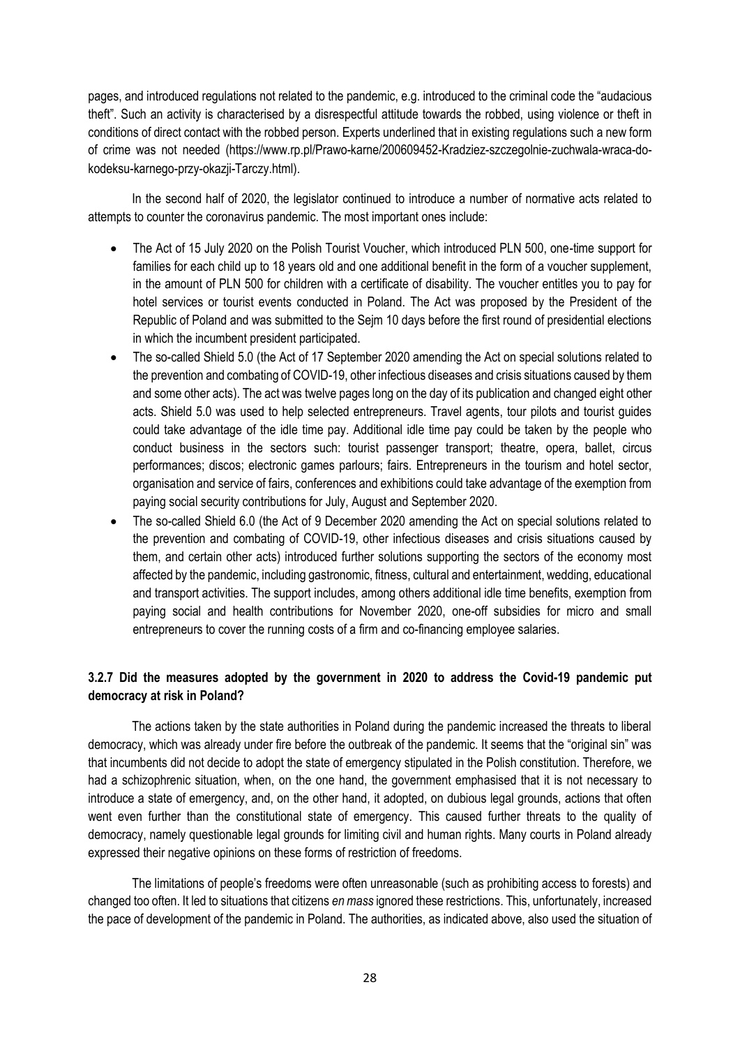pages, and introduced regulations not related to the pandemic, e.g. introduced to the criminal code the "audacious theft". Such an activity is characterised by a disrespectful attitude towards the robbed, using violence or theft in conditions of direct contact with the robbed person. Experts underlined that in existing regulations such a new form of crime was not needed (https://www.rp.pl/Prawo-karne/200609452-Kradziez-szczegolnie-zuchwala-wraca-do-kodeksu-karnego-przy-okazji-Tarczy.html).

In the second half of 2020, the legislator continued to introduce a number of normative acts related to attempts to counter the coronavirus pandemic. The most important ones include:

- The Act of 15 July 2020 on the Polish Tourist Voucher, which introduced PLN 500, one-time support for families for each child up to 18 years old and one additional benefit in the form of a voucher supplement, in the amount of PLN 500 for children with a certificate of disability. The voucher entitles you to pay for hotel services or tourist events conducted in Poland. The Act was proposed by the President of the Republic of Poland and was submitted to the Sejm 10 days before the first round of presidential elections in which the incumbent president participated.
- The so-called Shield 5.0 (the Act of 17 September 2020 amending the Act on special solutions related to the prevention and combating of COVID-19, other infectious diseases and crisis situations caused by them and some other acts). The act was twelve pages long on the day of its publication and changed eight other acts. Shield 5.0 was used to help selected entrepreneurs. Travel agents, tour pilots and tourist guides could take advantage of the idle time pay. Additional idle time pay could be taken by the people who conduct business in the sectors such: tourist passenger transport; theatre, opera, ballet, circus performances; discos; electronic games parlours; fairs. Entrepreneurs in the tourism and hotel sector, organisation and service of fairs, conferences and exhibitions could take advantage of the exemption from paying social security contributions for July, August and September 2020.
- The so-called Shield 6.0 (the Act of 9 December 2020 amending the Act on special solutions related to the prevention and combating of COVID-19, other infectious diseases and crisis situations caused by them, and certain other acts) introduced further solutions supporting the sectors of the economy most affected by the pandemic, including gastronomic, fitness, cultural and entertainment, wedding, educational and transport activities. The support includes, among others additional idle time benefits, exemption from paying social and health contributions for November 2020, one-off subsidies for micro and small entrepreneurs to cover the running costs of a firm and co-financing employee salaries.

### 3.2.7 Did the measures adopted by the government in 2020 to address the Covid-19 pandemic put democracy at risk in Poland?

The actions taken by the state authorities in Poland during the pandemic increased the threats to liberal democracy, which was already under fire before the outbreak of the pandemic. It seems that the "original sin" was that incumbents did not decide to adopt the state of emergency stipulated in the Polish constitution. Therefore, we had a schizophrenic situation, when, on the one hand, the government emphasised that it is not necessary to introduce a state of emergency, and, on the other hand, it adopted, on dubious legal grounds, actions that often went even further than the constitutional state of emergency. This caused further threats to the quality of democracy, namely questionable legal grounds for limiting civil and human rights. Many courts in Poland already expressed their negative opinions on these forms of restriction of freedoms.

The limitations of people's freedoms were often unreasonable (such as prohibiting access to forests) and changed too often. It led to situations that citizens *en mass* ignored these restrictions. This, unfortunately, increased the pace of development of the pandemic in Poland. The authorities, as indicated above, also used the situation of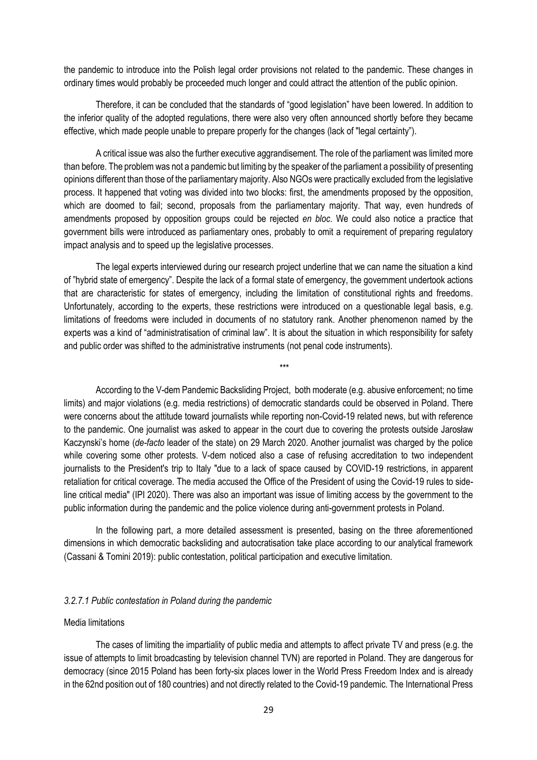the pandemic to introduce into the Polish legal order provisions not related to the pandemic. These changes in ordinary times would probably be proceeded much longer and could attract the attention of the public opinion.

Therefore, it can be concluded that the standards of "good legislation" have been lowered. In addition to the inferior quality of the adopted regulations, there were also very often announced shortly before they became effective, which made people unable to prepare properly for the changes (lack of "legal certainty").

A critical issue was also the further executive aggrandisement. The role of the parliament was limited more than before. The problem was not a pandemic but limiting by the speaker of the parliament a possibility of presenting opinions different than those of the parliamentary majority. Also NGOs were practically excluded from the legislative process. It happened that voting was divided into two blocks: first, the amendments proposed by the opposition, which are doomed to fail; second, proposals from the parliamentary majority. That way, even hundreds of amendments proposed by opposition groups could be rejected *en bloc*. We could also notice a practice that government bills were introduced as parliamentary ones, probably to omit a requirement of preparing regulatory impact analysis and to speed up the legislative processes.

The legal experts interviewed during our research project underline that we can name the situation a kind of "hybrid state of emergency". Despite the lack of a formal state of emergency, the government undertook actions that are characteristic for states of emergency, including the limitation of constitutional rights and freedoms. Unfortunately, according to the experts, these restrictions were introduced on a questionable legal basis, e.g. limitations of freedoms were included in documents of no statutory rank. Another phenomenon named by the experts was a kind of "administratisation of criminal law". It is about the situation in which responsibility for safety and public order was shifted to the administrative instruments (not penal code instruments).

\*\*\*

According to the V-dem Pandemic Backsliding Project, both moderate (e.g. abusive enforcement; no time limits) and major violations (e.g. media restrictions) of democratic standards could be observed in Poland. There were concerns about the attitude toward journalists while reporting non-Covid-19 related news, but with reference to the pandemic. One journalist was asked to appear in the court due to covering the protests outside Jarosław Kaczynski's home (*de-facto* leader of the state) on 29 March 2020. Another journalist was charged by the police while covering some other protests. V-dem noticed also a case of refusing accreditation to two independent journalists to the President's trip to Italy "due to a lack of space caused by COVID-19 restrictions, in apparent retaliation for critical coverage. The media accused the Office of the President of using the Covid-19 rules to side-line critical media" (IPI 2020). There was also an important was issue of limiting access by the government to the public information during the pandemic and the police violence during anti-government protests in Poland.

In the following part, a more detailed assessment is presented, basing on the three aforementioned dimensions in which democratic backsliding and autocratisation take place according to our analytical framework (Cassani & Tomini 2019): public contestation, political participation and executive limitation.

#### *3.2.7.1 Public contestation in Poland during the pandemic*

Media limitations

The cases of limiting the impartiality of public media and attempts to affect private TV and press (e.g. the issue of attempts to limit broadcasting by television channel TVN) are reported in Poland. They are dangerous for democracy (since 2015 Poland has been forty-six places lower in the World Press Freedom Index and is already in the 62nd position out of 180 countries) and not directly related to the Covid-19 pandemic. The International Press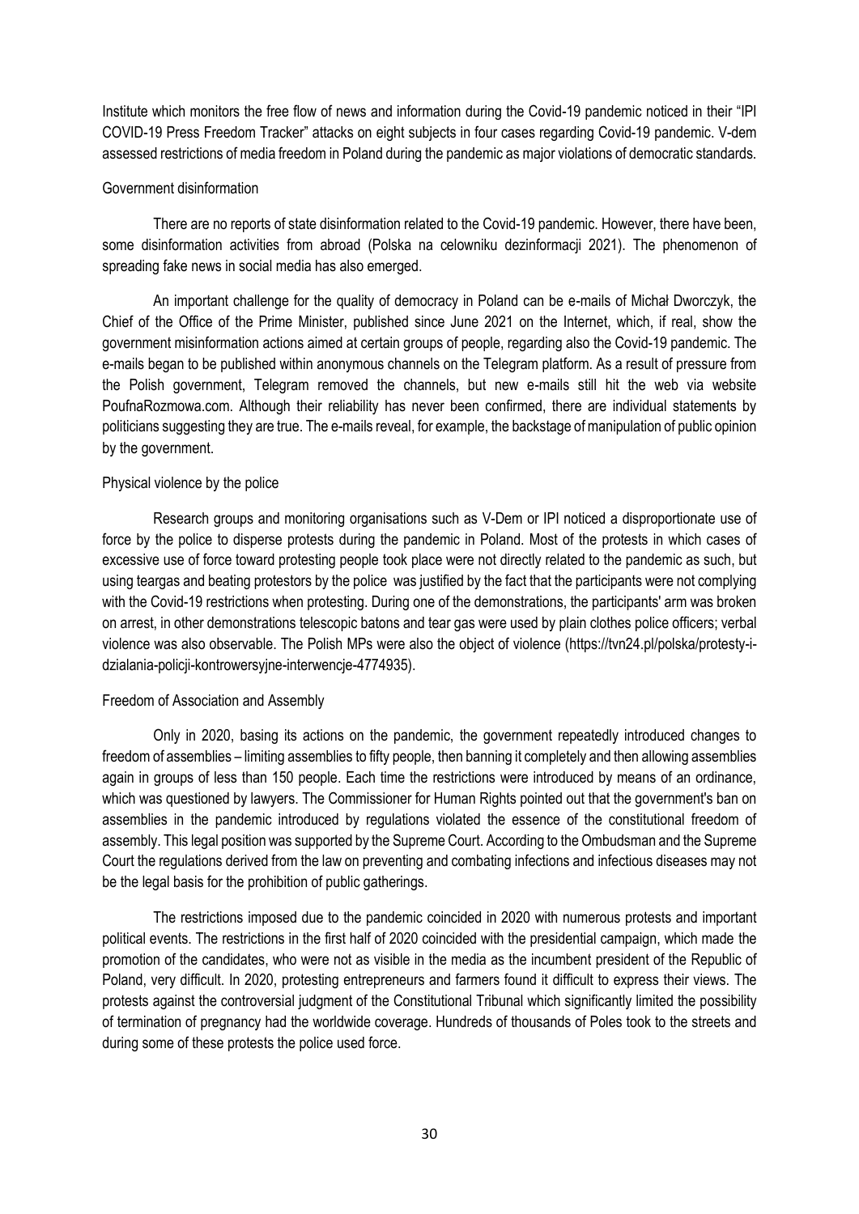Institute which monitors the free flow of news and information during the Covid-19 pandemic noticed in their "IPI COVID-19 Press Freedom Tracker" attacks on eight subjects in four cases regarding Covid-19 pandemic. V-dem assessed restrictions of media freedom in Poland during the pandemic as major violations of democratic standards.

### Government disinformation

There are no reports of state disinformation related to the Covid-19 pandemic. However, there have been, some disinformation activities from abroad (Polska na celowniku dezinformacji 2021). The phenomenon of spreading fake news in social media has also emerged.

An important challenge for the quality of democracy in Poland can be e-mails of Michał Dworczyk, the Chief of the Office of the Prime Minister, published since June 2021 on the Internet, which, if real, show the government misinformation actions aimed at certain groups of people, regarding also the Covid-19 pandemic. The e-mails began to be published within anonymous channels on the Telegram platform. As a result of pressure from the Polish government, Telegram removed the channels, but new e-mails still hit the web via website PoufnaRozmowa.com. Although their reliability has never been confirmed, there are individual statements by politicians suggesting they are true. The e-mails reveal, for example, the backstage of manipulation of public opinion by the government.

### Physical violence by the police

Research groups and monitoring organisations such as V-Dem or IPI noticed a disproportionate use of force by the police to disperse protests during the pandemic in Poland. Most of the protests in which cases of excessive use of force toward protesting people took place were not directly related to the pandemic as such, but using teargas and beating protestors by the police was justified by the fact that the participants were not complying with the Covid-19 restrictions when protesting. During one of the demonstrations, the participants' arm was broken on arrest, in other demonstrations telescopic batons and tear gas were used by plain clothes police officers; verbal violence was also observable. The Polish MPs were also the object of violence (https://tvn24.pl/polska/protesty-i-dzialania-policji-kontrowersyjne-interwencje-4774935).

### Freedom of Association and Assembly

Only in 2020, basing its actions on the pandemic, the government repeatedly introduced changes to freedom of assemblies – limiting assemblies to fifty people, then banning it completely and then allowing assemblies again in groups of less than 150 people. Each time the restrictions were introduced by means of an ordinance, which was questioned by lawyers. The Commissioner for Human Rights pointed out that the government's ban on assemblies in the pandemic introduced by regulations violated the essence of the constitutional freedom of assembly. This legal position was supported by the Supreme Court. According to the Ombudsman and the Supreme Court the regulations derived from the law on preventing and combating infections and infectious diseases may not be the legal basis for the prohibition of public gatherings.

The restrictions imposed due to the pandemic coincided in 2020 with numerous protests and important political events. The restrictions in the first half of 2020 coincided with the presidential campaign, which made the promotion of the candidates, who were not as visible in the media as the incumbent president of the Republic of Poland, very difficult. In 2020, protesting entrepreneurs and farmers found it difficult to express their views. The protests against the controversial judgment of the Constitutional Tribunal which significantly limited the possibility of termination of pregnancy had the worldwide coverage. Hundreds of thousands of Poles took to the streets and during some of these protests the police used force.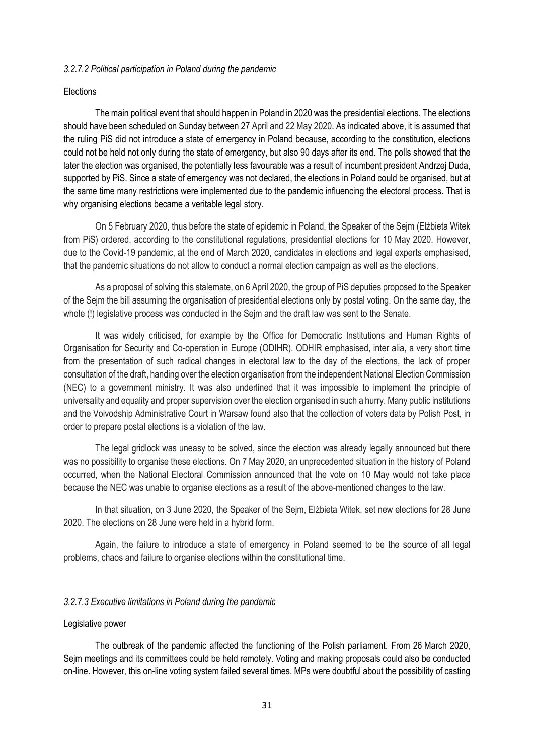*3.2.7.2 Political participation in Poland during the pandemic*

Elections

The main political event that should happen in Poland in 2020 was the presidential elections. The elections should have been scheduled on Sunday between 27 April and 22 May 2020. As indicated above, it is assumed that the ruling PiS did not introduce a state of emergency in Poland because, according to the constitution, elections could not be held not only during the state of emergency, but also 90 days after its end. The polls showed that the later the election was organised, the potentially less favourable was a result of incumbent president Andrzej Duda, supported by PiS. Since a state of emergency was not declared, the elections in Poland could be organised, but at the same time many restrictions were implemented due to the pandemic influencing the electoral process. That is why organising elections became a veritable legal story.

On 5 February 2020, thus before the state of epidemic in Poland, the Speaker of the Sejm (Elżbieta Witek from PiS) ordered, according to the constitutional regulations, presidential elections for 10 May 2020. However, due to the Covid-19 pandemic, at the end of March 2020, candidates in elections and legal experts emphasised, that the pandemic situations do not allow to conduct a normal election campaign as well as the elections.

As a proposal of solving this stalemate, on 6 April 2020, the group of PiS deputies proposed to the Speaker of the Sejm the bill assuming the organisation of presidential elections only by postal voting. On the same day, the whole (!) legislative process was conducted in the Sejm and the draft law was sent to the Senate.

It was widely criticised, for example by the Office for Democratic Institutions and Human Rights of Organisation for Security and Co-operation in Europe (ODIHR). ODHIR emphasised, inter alia, a very short time from the presentation of such radical changes in electoral law to the day of the elections, the lack of proper consultation of the draft, handing over the election organisation from the independent National Election Commission (NEC) to a government ministry. It was also underlined that it was impossible to implement the principle of universality and equality and proper supervision over the election organised in such a hurry. Many public institutions and the Voivodship Administrative Court in Warsaw found also that the collection of voters data by Polish Post, in order to prepare postal elections is a violation of the law.

The legal gridlock was uneasy to be solved, since the election was already legally announced but there was no possibility to organise these elections. On 7 May 2020, an unprecedented situation in the history of Poland occurred, when the National Electoral Commission announced that the vote on 10 May would not take place because the NEC was unable to organise elections as a result of the above-mentioned changes to the law.

In that situation, on 3 June 2020, the Speaker of the Sejm, Elżbieta Witek, set new elections for 28 June 2020. The elections on 28 June were held in a hybrid form.

Again, the failure to introduce a state of emergency in Poland seemed to be the source of all legal problems, chaos and failure to organise elections within the constitutional time.

*3.2.7.3 Executive limitations in Poland during the pandemic*

Legislative power

The outbreak of the pandemic affected the functioning of the Polish parliament. From 26 March 2020, Sejm meetings and its committees could be held remotely. Voting and making proposals could also be conducted on-line. However, this on-line voting system failed several times. MPs were doubtful about the possibility of casting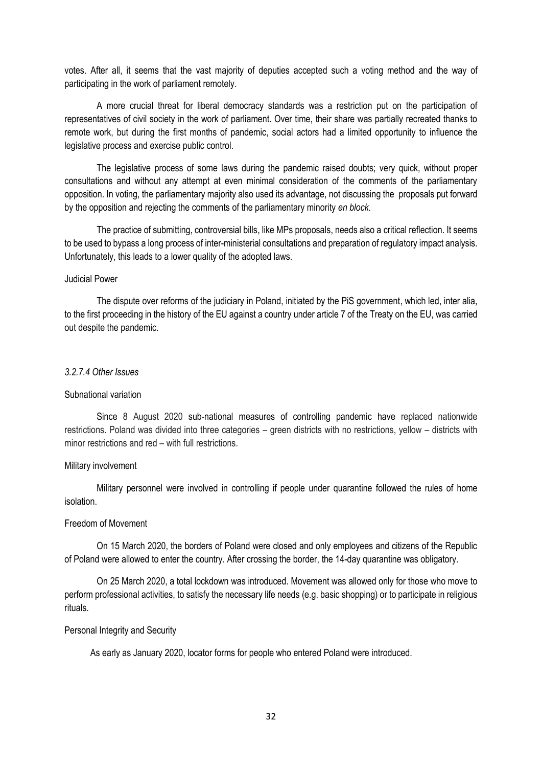votes. After all, it seems that the vast majority of deputies accepted such a voting method and the way of participating in the work of parliament remotely.

A more crucial threat for liberal democracy standards was a restriction put on the participation of representatives of civil society in the work of parliament. Over time, their share was partially recreated thanks to remote work, but during the first months of pandemic, social actors had a limited opportunity to influence the legislative process and exercise public control.

The legislative process of some laws during the pandemic raised doubts; very quick, without proper consultations and without any attempt at even minimal consideration of the comments of the parliamentary opposition. In voting, the parliamentary majority also used its advantage, not discussing the proposals put forward by the opposition and rejecting the comments of the parliamentary minority *en block*.

The practice of submitting, controversial bills, like MPs proposals, needs also a critical reflection. It seems to be used to bypass a long process of inter-ministerial consultations and preparation of regulatory impact analysis. Unfortunately, this leads to a lower quality of the adopted laws.

Judicial Power

The dispute over reforms of the judiciary in Poland, initiated by the PiS government, which led, inter alia, to the first proceeding in the history of the EU against a country under article 7 of the Treaty on the EU, was carried out despite the pandemic.

#### *3.2.7.4 Other Issues*

Subnational variation

Since 8 August 2020 sub-national measures of controlling pandemic have replaced nationwide restrictions. Poland was divided into three categories – green districts with no restrictions, yellow – districts with minor restrictions and red – with full restrictions.

Military involvement

Military personnel were involved in controlling if people under quarantine followed the rules of home isolation.

Freedom of Movement

On 15 March 2020, the borders of Poland were closed and only employees and citizens of the Republic of Poland were allowed to enter the country. After crossing the border, the 14-day quarantine was obligatory.

On 25 March 2020, a total lockdown was introduced. Movement was allowed only for those who move to perform professional activities, to satisfy the necessary life needs (e.g. basic shopping) or to participate in religious rituals.

Personal Integrity and Security

As early as January 2020, locator forms for people who entered Poland were introduced.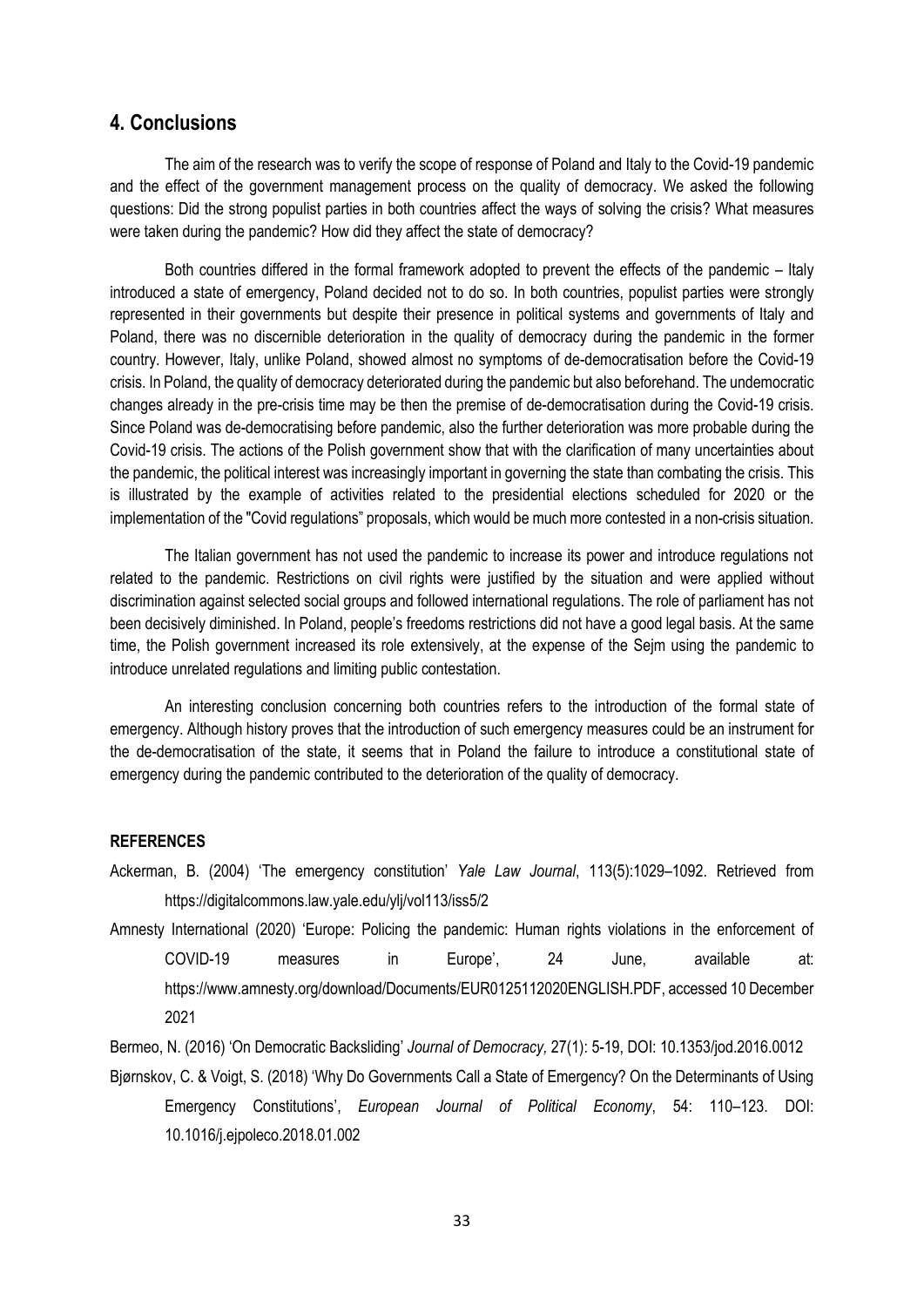## 4. Conclusions

The aim of the research was to verify the scope of response of Poland and Italy to the Covid-19 pandemic and the effect of the government management process on the quality of democracy. We asked the following questions: Did the strong populist parties in both countries affect the ways of solving the crisis? What measures were taken during the pandemic? How did they affect the state of democracy?

Both countries differed in the formal framework adopted to prevent the effects of the pandemic – Italy introduced a state of emergency, Poland decided not to do so. In both countries, populist parties were strongly represented in their governments but despite their presence in political systems and governments of Italy and Poland, there was no discernible deterioration in the quality of democracy during the pandemic in the former country. However, Italy, unlike Poland, showed almost no symptoms of de-democratisation before the Covid-19 crisis. In Poland, the quality of democracy deteriorated during the pandemic but also beforehand. The undemocratic changes already in the pre-crisis time may be then the premise of de-democratisation during the Covid-19 crisis. Since Poland was de-democratising before pandemic, also the further deterioration was more probable during the Covid-19 crisis. The actions of the Polish government show that with the clarification of many uncertainties about the pandemic, the political interest was increasingly important in governing the state than combating the crisis. This is illustrated by the example of activities related to the presidential elections scheduled for 2020 or the implementation of the "Covid regulations" proposals, which would be much more contested in a non-crisis situation.

The Italian government has not used the pandemic to increase its power and introduce regulations not related to the pandemic. Restrictions on civil rights were justified by the situation and were applied without discrimination against selected social groups and followed international regulations. The role of parliament has not been decisively diminished. In Poland, people's freedoms restrictions did not have a good legal basis. At the same time, the Polish government increased its role extensively, at the expense of the Sejm using the pandemic to introduce unrelated regulations and limiting public contestation.

An interesting conclusion concerning both countries refers to the introduction of the formal state of emergency. Although history proves that the introduction of such emergency measures could be an instrument for the de-democratisation of the state, it seems that in Poland the failure to introduce a constitutional state of emergency during the pandemic contributed to the deterioration of the quality of democracy.

**REFERENCES**

Ackerman, B. (2004) 'The emergency constitution' *Yale Law Journal*, 113(5):1029–1092. Retrieved from https://digitalcommons.law.yale.edu/ylj/vol113/iss5/2

Amnesty International (2020) 'Europe: Policing the pandemic: Human rights violations in the enforcement of COVID-19 measures in Europe', 24 June, available at: https://www.amnesty.org/download/Documents/EUR0125112020ENGLISH.PDF, accessed 10 December 2021

Bermeo, N. (2016) 'On Democratic Backsliding' *Journal of Democracy,* 27(1): 5-19, DOI: 10.1353/jod.2016.0012

Bjørnskov, C. & Voigt, S. (2018) 'Why Do Governments Call a State of Emergency? On the Determinants of Using Emergency Constitutions', *European Journal of Political Economy*, 54: 110–123. DOI: 10.1016/j.ejpoleco.2018.01.002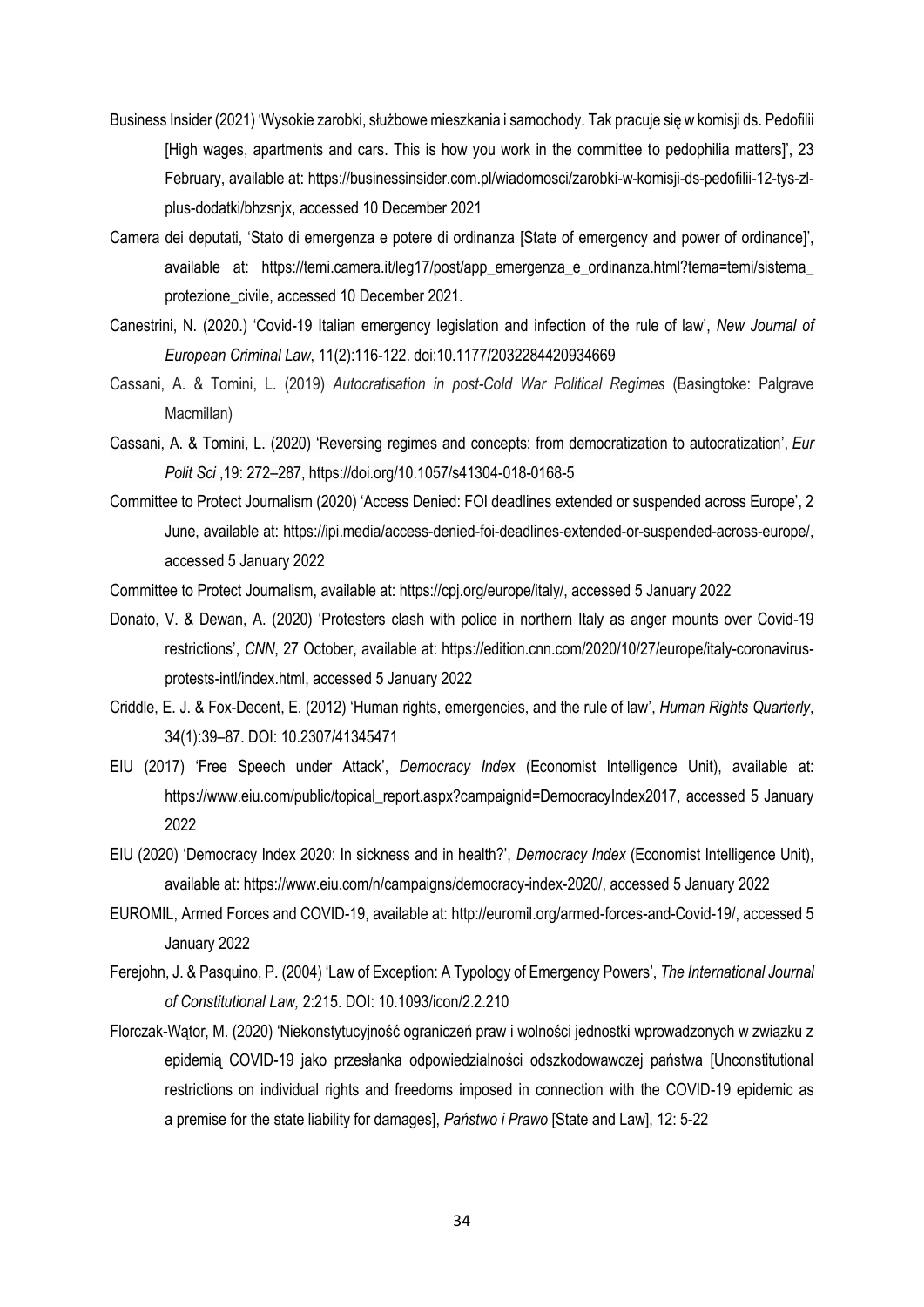Business Insider (2021) 'Wysokie zarobki, służbowe mieszkania i samochody. Tak pracuje się w komisji ds. Pedofilii [High wages, apartments and cars. This is how you work in the committee to pedophilia matters]', 23 February, available at: https://businessinsider.com.pl/wiadomosci/zarobki-w-komisji-ds-pedofilii-12-tys-zl-plus-dodatki/bhzsnjx, accessed 10 December 2021

Camera dei deputati, 'Stato di emergenza e potere di ordinanza [State of emergency and power of ordinance]', available at: https://temi.camera.it/leg17/post/app_emergenza_e_ordinanza.html?tema=temi/sistema_protezione_civile, accessed 10 December 2021.

Canestrini, N. (2020.) 'Covid-19 Italian emergency legislation and infection of the rule of law', *New Journal of European Criminal Law*, 11(2):116-122. doi:10.1177/2032284420934669

Cassani, A. & Tomini, L. (2019) *Autocratisation in post-Cold War Political Regimes* (Basingtoke: Palgrave Macmillan)

Cassani, A. & Tomini, L. (2020) 'Reversing regimes and concepts: from democratization to autocratization', *Eur Polit Sci* ,19: 272–287, https://doi.org/10.1057/s41304-018-0168-5

Committee to Protect Journalism (2020) 'Access Denied: FOI deadlines extended or suspended across Europe', 2 June, available at: https://ipi.media/access-denied-foi-deadlines-extended-or-suspended-across-europe/, accessed 5 January 2022

Committee to Protect Journalism, available at: https://cpj.org/europe/italy/, accessed 5 January 2022

Donato, V. & Dewan, A. (2020) 'Protesters clash with police in northern Italy as anger mounts over Covid-19 restrictions', *CNN*, 27 October, available at: https://edition.cnn.com/2020/10/27/europe/italy-coronavirus-protests-intl/index.html, accessed 5 January 2022

Criddle, E. J. & Fox-Decent, E. (2012) 'Human rights, emergencies, and the rule of law', *Human Rights Quarterly*, 34(1):39–87. DOI: 10.2307/41345471

EIU (2017) 'Free Speech under Attack', *Democracy Index* (Economist Intelligence Unit), available at: https://www.eiu.com/public/topical_report.aspx?campaignid=DemocracyIndex2017, accessed 5 January 2022

EIU (2020) 'Democracy Index 2020: In sickness and in health?', *Democracy Index* (Economist Intelligence Unit), available at: https://www.eiu.com/n/campaigns/democracy-index-2020/, accessed 5 January 2022

EUROMIL, Armed Forces and COVID-19, available at: http://euromil.org/armed-forces-and-Covid-19/, accessed 5 January 2022

Ferejohn, J. & Pasquino, P. (2004) 'Law of Exception: A Typology of Emergency Powers', *The International Journal of Constitutional Law,* 2:215. DOI: 10.1093/icon/2.2.210

Florczak-Wątor, M. (2020) 'Niekonstytucyjność ograniczeń praw i wolności jednostki wprowadzonych w związku z epidemią COVID-19 jako przesłanka odpowiedzialności odszkodowawczej państwa [Unconstitutional restrictions on individual rights and freedoms imposed in connection with the COVID-19 epidemic as a premise for the state liability for damages], *Państwo i Prawo* [State and Law], 12: 5-22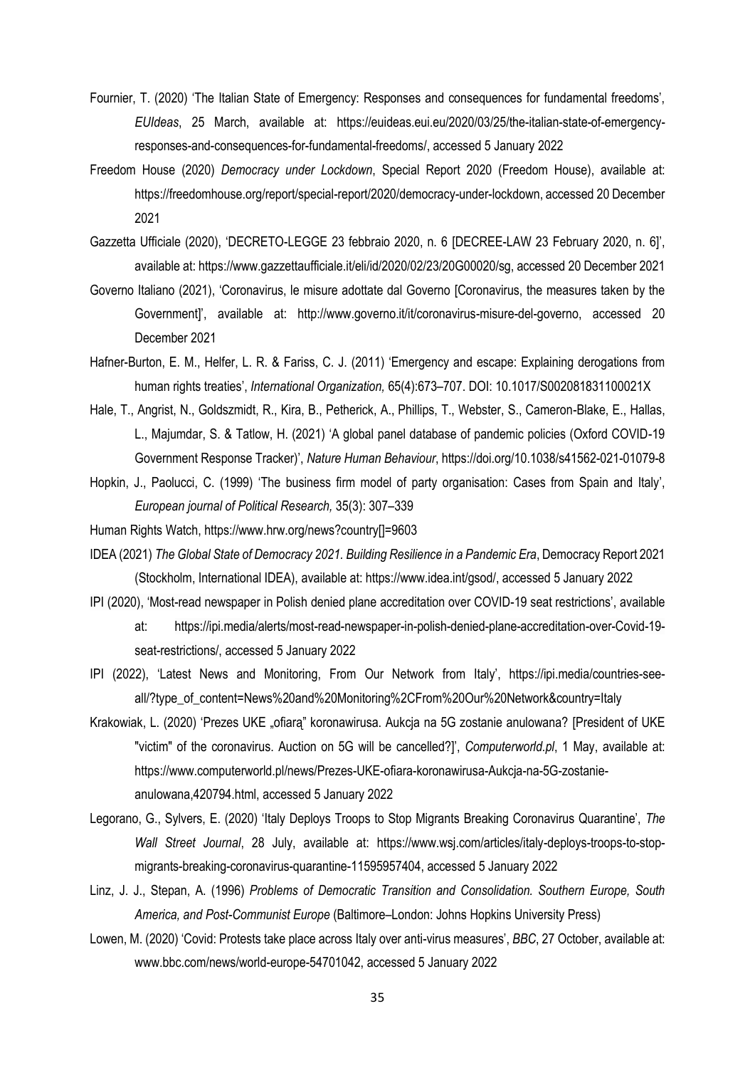Fournier, T. (2020) 'The Italian State of Emergency: Responses and consequences for fundamental freedoms', *EUIdeas*, 25 March, available at: https://euideas.eui.eu/2020/03/25/the-italian-state-of-emergency-responses-and-consequences-for-fundamental-freedoms/, accessed 5 January 2022

Freedom House (2020) *Democracy under Lockdown*, Special Report 2020 (Freedom House), available at: https://freedomhouse.org/report/special-report/2020/democracy-under-lockdown, accessed 20 December 2021

Gazzetta Ufficiale (2020), 'DECRETO-LEGGE 23 febbraio 2020, n. 6 [DECREE-LAW 23 February 2020, n. 6]', available at: https://www.gazzettaufficiale.it/eli/id/2020/02/23/20G00020/sg, accessed 20 December 2021

Governo Italiano (2021), 'Coronavirus, le misure adottate dal Governo [Coronavirus, the measures taken by the Government]', available at: http://www.governo.it/it/coronavirus-misure-del-governo, accessed 20 December 2021

Hafner-Burton, E. M., Helfer, L. R. & Fariss, C. J. (2011) 'Emergency and escape: Explaining derogations from human rights treaties', *International Organization,* 65(4):673–707. DOI: 10.1017/S002081831100021X

Hale, T., Angrist, N., Goldszmidt, R., Kira, B., Petherick, A., Phillips, T., Webster, S., Cameron-Blake, E., Hallas, L., Majumdar, S. & Tatlow, H. (2021) 'A global panel database of pandemic policies (Oxford COVID-19 Government Response Tracker)', *Nature Human Behaviour*, https://doi.org/10.1038/s41562-021-01079-8

Hopkin, J., Paolucci, C. (1999) 'The business firm model of party organisation: Cases from Spain and Italy', *European journal of Political Research,* 35(3): 307–339

Human Rights Watch, https://www.hrw.org/news?country[]=9603

IDEA (2021) *The Global State of Democracy 2021. Building Resilience in a Pandemic Era*, Democracy Report 2021 (Stockholm, International IDEA), available at: https://www.idea.int/gsod/, accessed 5 January 2022

IPI (2020), 'Most-read newspaper in Polish denied plane accreditation over COVID-19 seat restrictions', available at: https://ipi.media/alerts/most-read-newspaper-in-polish-denied-plane-accreditation-over-Covid-19-seat-restrictions/, accessed 5 January 2022

IPI (2022), 'Latest News and Monitoring, From Our Network from Italy', https://ipi.media/countries-see-all/?type_of_content=News%20and%20Monitoring%2CFrom%20Our%20Network&country=Italy

Krakowiak, L. (2020) 'Prezes UKE „ofiarą" koronawirusa. Aukcja na 5G zostanie anulowana? [President of UKE "victim" of the coronavirus. Auction on 5G will be cancelled?]', *Computerworld.pl*, 1 May, available at: https://www.computerworld.pl/news/Prezes-UKE-ofiara-koronawirusa-Aukcja-na-5G-zostanie-anulowana,420794.html, accessed 5 January 2022

Legorano, G., Sylvers, E. (2020) 'Italy Deploys Troops to Stop Migrants Breaking Coronavirus Quarantine', *The Wall Street Journal*, 28 July, available at: https://www.wsj.com/articles/italy-deploys-troops-to-stop-migrants-breaking-coronavirus-quarantine-11595957404, accessed 5 January 2022

Linz, J. J., Stepan, A. (1996) *Problems of Democratic Transition and Consolidation. Southern Europe, South America, and Post-Communist Europe* (Baltimore–London: Johns Hopkins University Press)

Lowen, M. (2020) 'Covid: Protests take place across Italy over anti-virus measures', *BBC*, 27 October, available at: www.bbc.com/news/world-europe-54701042, accessed 5 January 2022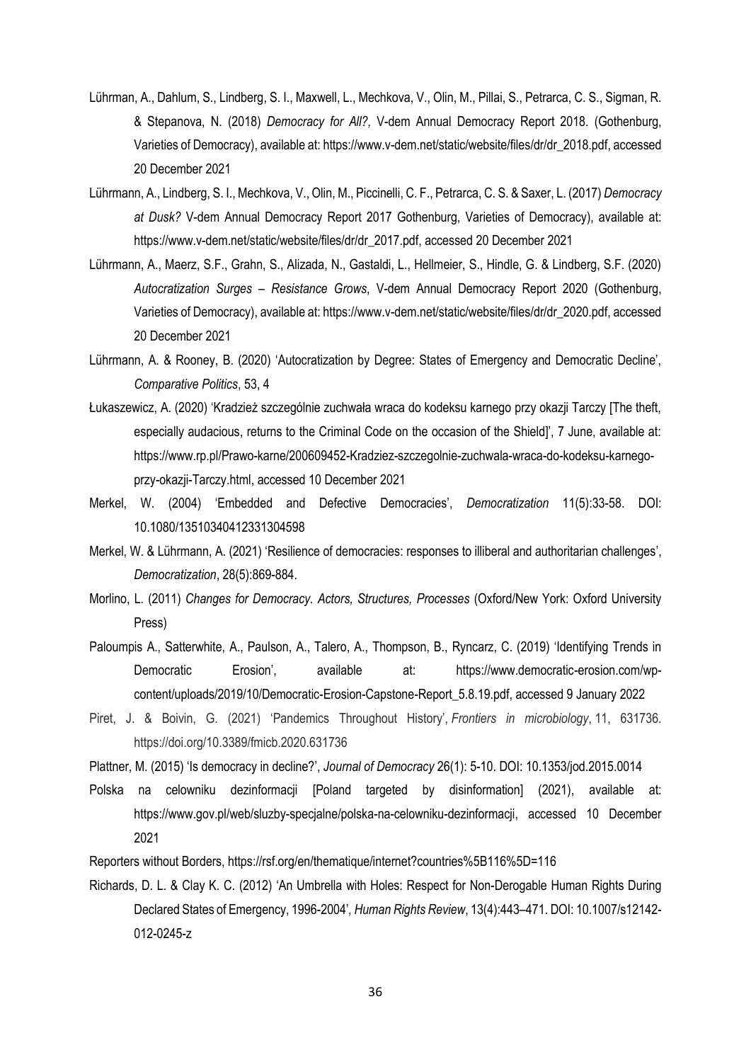Lührman, A., Dahlum, S., Lindberg, S. I., Maxwell, L., Mechkova, V., Olin, M., Pillai, S., Petrarca, C. S., Sigman, R. & Stepanova, N. (2018) *Democracy for All?,* V-dem Annual Democracy Report 2018. (Gothenburg, Varieties of Democracy), available at: https://www.v-dem.net/static/website/files/dr/dr_2018.pdf, accessed 20 December 2021

Lührmann, A., Lindberg, S. I., Mechkova, V., Olin, M., Piccinelli, C. F., Petrarca, C. S. & Saxer, L. (2017) *Democracy at Dusk?* V-dem Annual Democracy Report 2017 Gothenburg, Varieties of Democracy), available at: https://www.v-dem.net/static/website/files/dr/dr_2017.pdf, accessed 20 December 2021

Lührmann, A., Maerz, S.F., Grahn, S., Alizada, N., Gastaldi, L., Hellmeier, S., Hindle, G. & Lindberg, S.F. (2020) *Autocratization Surges – Resistance Grows*, V-dem Annual Democracy Report 2020 (Gothenburg, Varieties of Democracy), available at: https://www.v-dem.net/static/website/files/dr/dr_2020.pdf, accessed 20 December 2021

Lührmann, A. & Rooney, B. (2020) 'Autocratization by Degree: States of Emergency and Democratic Decline', *Comparative Politics*, 53, 4

Łukaszewicz, A. (2020) 'Kradzież szczególnie zuchwała wraca do kodeksu karnego przy okazji Tarczy [The theft, especially audacious, returns to the Criminal Code on the occasion of the Shield]', 7 June, available at: https://www.rp.pl/Prawo-karne/200609452-Kradziez-szczegolnie-zuchwala-wraca-do-kodeksu-karnego-przy-okazji-Tarczy.html, accessed 10 December 2021

Merkel, W. (2004) 'Embedded and Defective Democracies', *Democratization* 11(5):33-58. DOI: 10.1080/13510340412331304598

Merkel, W. & Lührmann, A. (2021) 'Resilience of democracies: responses to illiberal and authoritarian challenges', *Democratization*, 28(5):869-884.

Morlino, L. (2011) *Changes for Democracy. Actors, Structures, Processes* (Oxford/New York: Oxford University Press)

Paloumpis A., Satterwhite, A., Paulson, A., Talero, A., Thompson, B., Ryncarz, C. (2019) 'Identifying Trends in Democratic Erosion', available at: https://www.democratic-erosion.com/wp-content/uploads/2019/10/Democratic-Erosion-Capstone-Report_5.8.19.pdf, accessed 9 January 2022

Piret, J. & Boivin, G. (2021) 'Pandemics Throughout History', *Frontiers in microbiology*, 11, 631736. https://doi.org/10.3389/fmicb.2020.631736

Plattner, M. (2015) 'Is democracy in decline?', *Journal of Democracy* 26(1): 5-10. DOI: 10.1353/jod.2015.0014

Polska na celowniku dezinformacji [Poland targeted by disinformation] (2021), available at: https://www.gov.pl/web/sluzby-specjalne/polska-na-celowniku-dezinformacji, accessed 10 December 2021

Reporters without Borders, https://rsf.org/en/thematique/internet?countries%5B116%5D=116

Richards, D. L. & Clay K. C. (2012) 'An Umbrella with Holes: Respect for Non-Derogable Human Rights During Declared States of Emergency, 1996-2004', *Human Rights Review*, 13(4):443–471. DOI: 10.1007/s12142-012-0245-z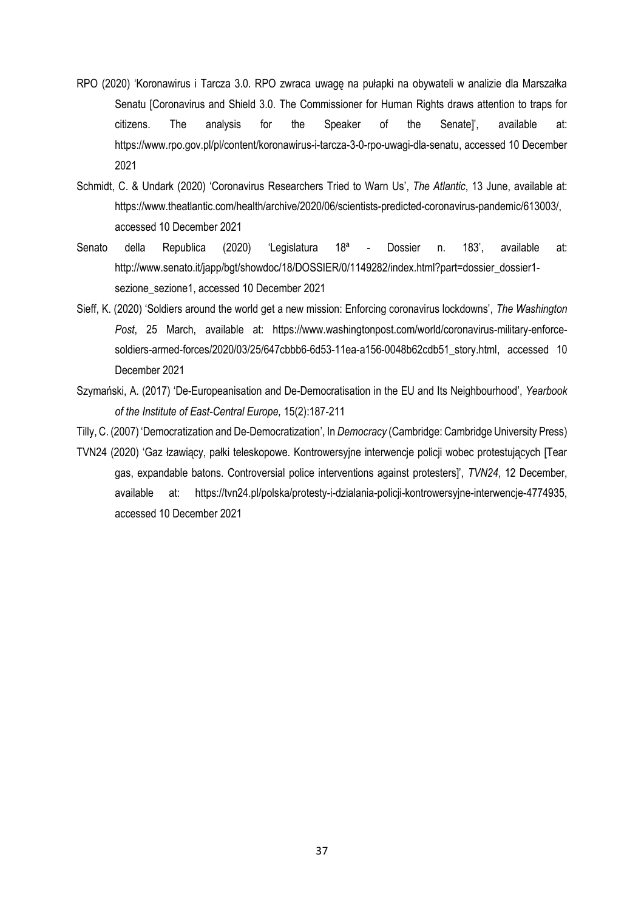RPO (2020) 'Koronawirus i Tarcza 3.0. RPO zwraca uwagę na pułapki na obywateli w analizie dla Marszałka Senatu [Coronavirus and Shield 3.0. The Commissioner for Human Rights draws attention to traps for citizens. The analysis for the Speaker of the Senate]', available at: https://www.rpo.gov.pl/pl/content/koronawirus-i-tarcza-3-0-rpo-uwagi-dla-senatu, accessed 10 December 2021

Schmidt, C. & Undark (2020) 'Coronavirus Researchers Tried to Warn Us', *The Atlantic*, 13 June, available at: https://www.theatlantic.com/health/archive/2020/06/scientists-predicted-coronavirus-pandemic/613003/, accessed 10 December 2021

Senato della Republica (2020) 'Legislatura 18ª - Dossier n. 183', available at: http://www.senato.it/japp/bgt/showdoc/18/DOSSIER/0/1149282/index.html?part=dossier_dossier1-sezione_sezione1, accessed 10 December 2021

Sieff, K. (2020) 'Soldiers around the world get a new mission: Enforcing coronavirus lockdowns', *The Washington Post*, 25 March, available at: https://www.washingtonpost.com/world/coronavirus-military-enforce-soldiers-armed-forces/2020/03/25/647cbbb6-6d53-11ea-a156-0048b62cdb51_story.html, accessed 10 December 2021

Szymański, A. (2017) 'De-Europeanisation and De-Democratisation in the EU and Its Neighbourhood', *Yearbook of the Institute of East-Central Europe,* 15(2):187-211

Tilly, C. (2007) 'Democratization and De-Democratization', In *Democracy* (Cambridge: Cambridge University Press)

TVN24 (2020) 'Gaz łzawiący, pałki teleskopowe. Kontrowersyjne interwencje policji wobec protestujących [Tear gas, expandable batons. Controversial police interventions against protesters]', *TVN24*, 12 December, available at: https://tvn24.pl/polska/protesty-i-dzialania-policji-kontrowersyjne-interwencje-4774935, accessed 10 December 2021